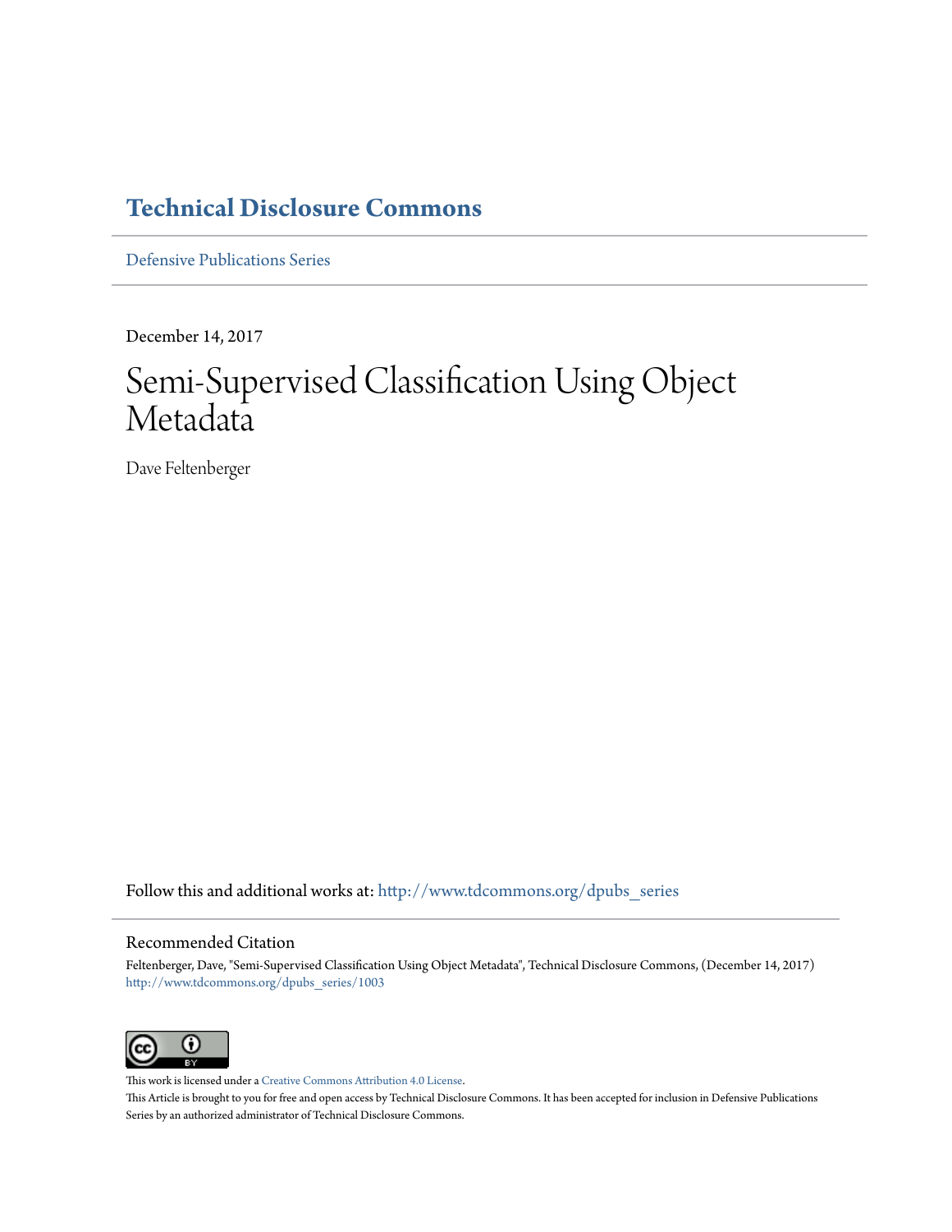# Technical Disclosure Commons

Defensive Publications Series

December 14, 2017

# Semi-Supervised Classification Using Object Metadata

Dave Feltenberger

Follow this and additional works at: http://www.tdcommons.org/dpubs_series

## Recommended Citation

Feltenberger, Dave, "Semi-Supervised Classification Using Object Metadata", Technical Disclosure Commons, (December 14, 2017) http://www.tdcommons.org/dpubs_series/1003

This work is licensed under a Creative Commons Attribution 4.0 License.

This Article is brought to you for free and open access by Technical Disclosure Commons. It has been accepted for inclusion in Defensive Publications Series by an authorized administrator of Technical Disclosure Commons.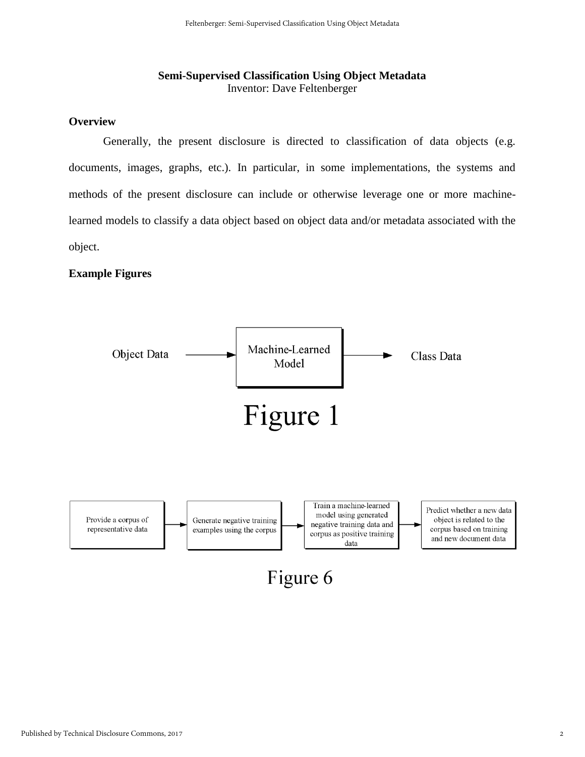**Semi-Supervised Classification Using Object Metadata**
Inventor: Dave Feltenberger

## Overview

Generally, the present disclosure is directed to classification of data objects (e.g. documents, images, graphs, etc.). In particular, in some implementations, the systems and methods of the present disclosure can include or otherwise leverage one or more machine-learned models to classify a data object based on object data and/or metadata associated with the object.

## Example Figures

Object Data → Machine-Learned Model → Class Data

Figure 1

Provide a corpus of representative data → Generate negative training examples using the corpus → Train a machine-learned model using generated negative training data and corpus as positive training data → Predict whether a new data object is related to the corpus based on training and new document data

Figure 6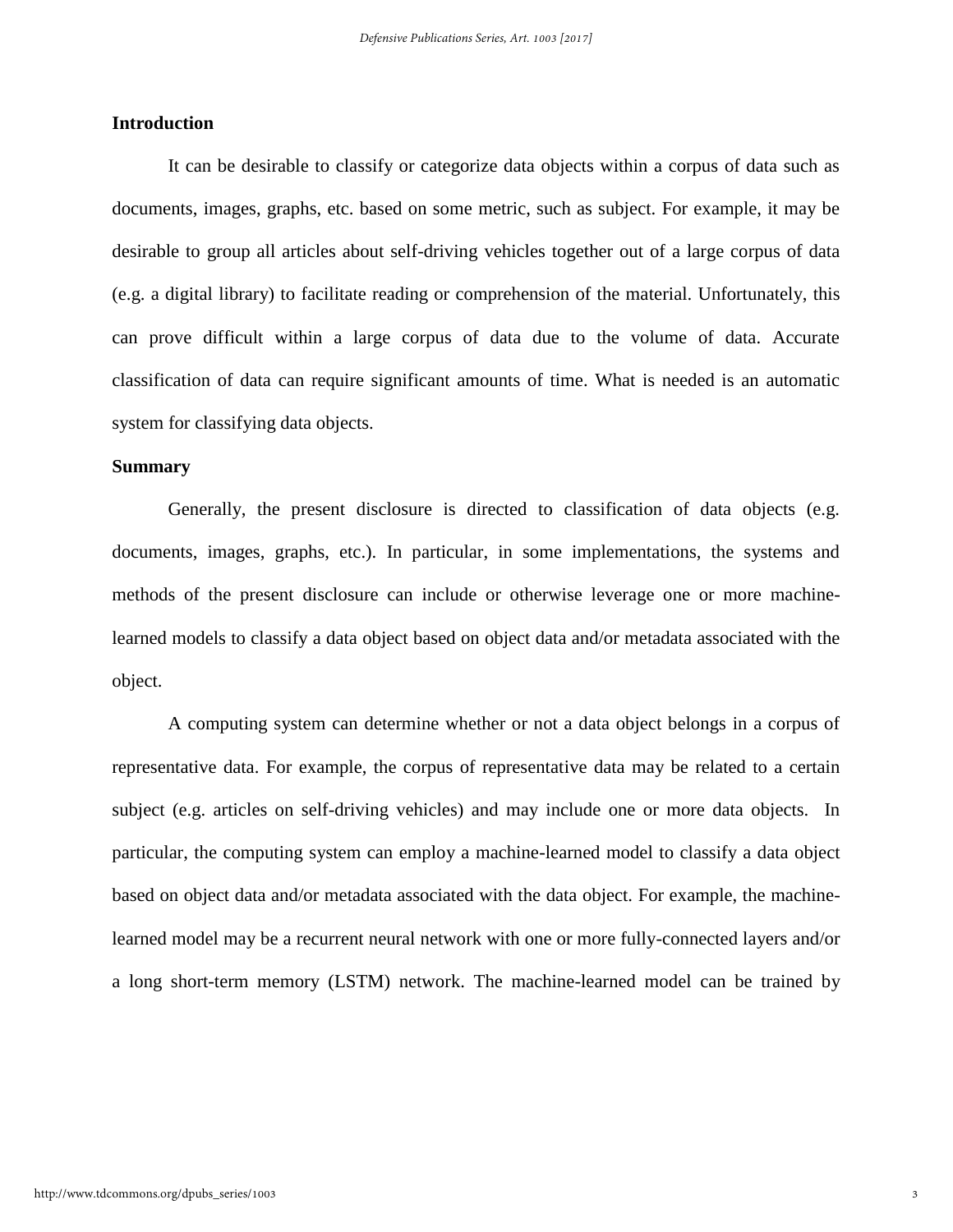## Introduction

It can be desirable to classify or categorize data objects within a corpus of data such as documents, images, graphs, etc. based on some metric, such as subject. For example, it may be desirable to group all articles about self-driving vehicles together out of a large corpus of data (e.g. a digital library) to facilitate reading or comprehension of the material. Unfortunately, this can prove difficult within a large corpus of data due to the volume of data. Accurate classification of data can require significant amounts of time. What is needed is an automatic system for classifying data objects.

## Summary

Generally, the present disclosure is directed to classification of data objects (e.g. documents, images, graphs, etc.). In particular, in some implementations, the systems and methods of the present disclosure can include or otherwise leverage one or more machine-learned models to classify a data object based on object data and/or metadata associated with the object.

A computing system can determine whether or not a data object belongs in a corpus of representative data. For example, the corpus of representative data may be related to a certain subject (e.g. articles on self-driving vehicles) and may include one or more data objects. In particular, the computing system can employ a machine-learned model to classify a data object based on object data and/or metadata associated with the data object. For example, the machine-learned model may be a recurrent neural network with one or more fully-connected layers and/or a long short-term memory (LSTM) network. The machine-learned model can be trained by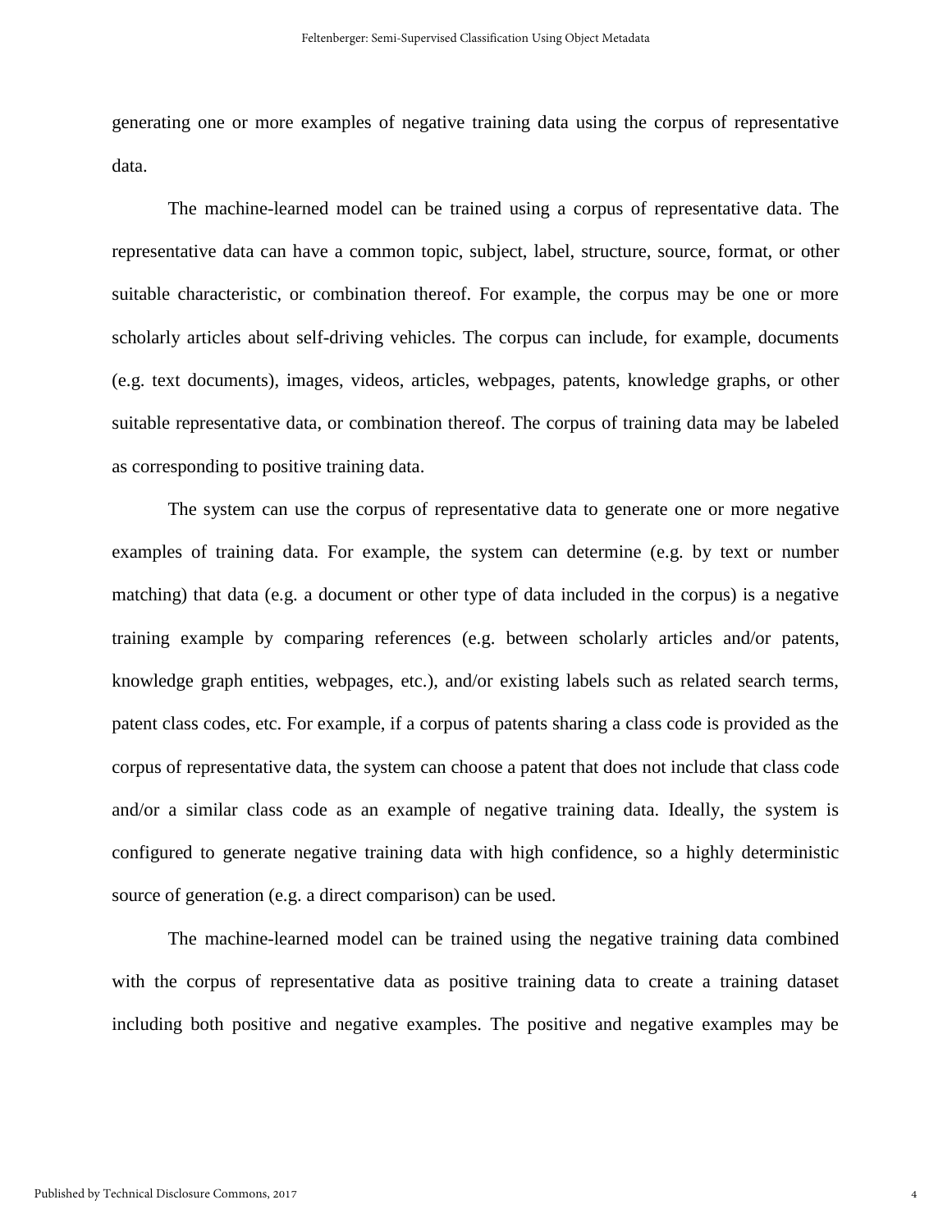generating one or more examples of negative training data using the corpus of representative data.

The machine-learned model can be trained using a corpus of representative data. The representative data can have a common topic, subject, label, structure, source, format, or other suitable characteristic, or combination thereof. For example, the corpus may be one or more scholarly articles about self-driving vehicles. The corpus can include, for example, documents (e.g. text documents), images, videos, articles, webpages, patents, knowledge graphs, or other suitable representative data, or combination thereof. The corpus of training data may be labeled as corresponding to positive training data.

The system can use the corpus of representative data to generate one or more negative examples of training data. For example, the system can determine (e.g. by text or number matching) that data (e.g. a document or other type of data included in the corpus) is a negative training example by comparing references (e.g. between scholarly articles and/or patents, knowledge graph entities, webpages, etc.), and/or existing labels such as related search terms, patent class codes, etc. For example, if a corpus of patents sharing a class code is provided as the corpus of representative data, the system can choose a patent that does not include that class code and/or a similar class code as an example of negative training data. Ideally, the system is configured to generate negative training data with high confidence, so a highly deterministic source of generation (e.g. a direct comparison) can be used.

The machine-learned model can be trained using the negative training data combined with the corpus of representative data as positive training data to create a training dataset including both positive and negative examples. The positive and negative examples may be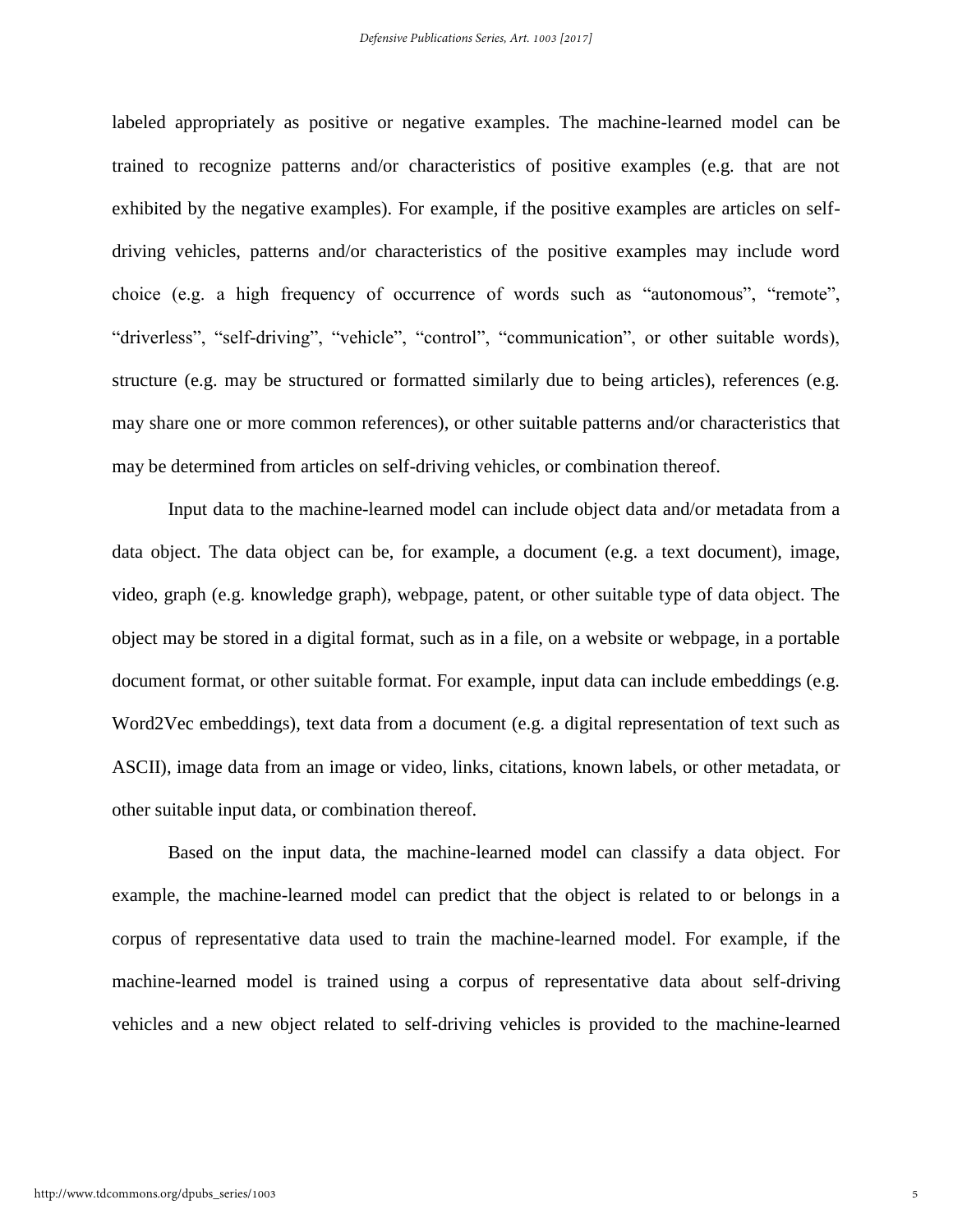labeled appropriately as positive or negative examples. The machine-learned model can be trained to recognize patterns and/or characteristics of positive examples (e.g. that are not exhibited by the negative examples). For example, if the positive examples are articles on self-driving vehicles, patterns and/or characteristics of the positive examples may include word choice (e.g. a high frequency of occurrence of words such as “autonomous”, “remote”, “driverless”, “self-driving”, “vehicle”, “control”, “communication”, or other suitable words), structure (e.g. may be structured or formatted similarly due to being articles), references (e.g. may share one or more common references), or other suitable patterns and/or characteristics that may be determined from articles on self-driving vehicles, or combination thereof.

Input data to the machine-learned model can include object data and/or metadata from a data object. The data object can be, for example, a document (e.g. a text document), image, video, graph (e.g. knowledge graph), webpage, patent, or other suitable type of data object. The object may be stored in a digital format, such as in a file, on a website or webpage, in a portable document format, or other suitable format. For example, input data can include embeddings (e.g. Word2Vec embeddings), text data from a document (e.g. a digital representation of text such as ASCII), image data from an image or video, links, citations, known labels, or other metadata, or other suitable input data, or combination thereof.

Based on the input data, the machine-learned model can classify a data object. For example, the machine-learned model can predict that the object is related to or belongs in a corpus of representative data used to train the machine-learned model. For example, if the machine-learned model is trained using a corpus of representative data about self-driving vehicles and a new object related to self-driving vehicles is provided to the machine-learned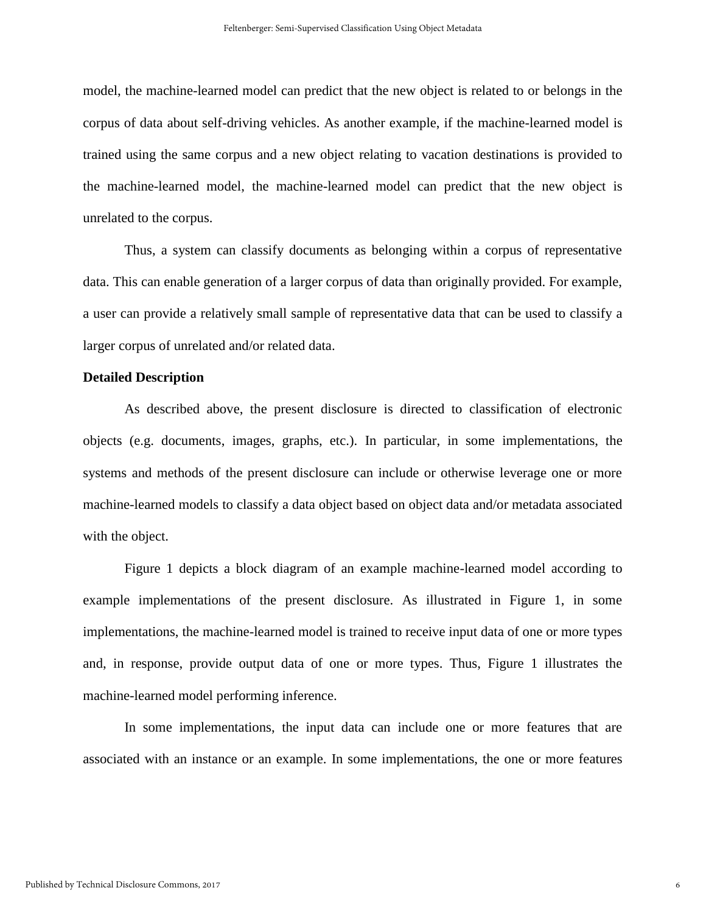model, the machine-learned model can predict that the new object is related to or belongs in the corpus of data about self-driving vehicles. As another example, if the machine-learned model is trained using the same corpus and a new object relating to vacation destinations is provided to the machine-learned model, the machine-learned model can predict that the new object is unrelated to the corpus.

Thus, a system can classify documents as belonging within a corpus of representative data. This can enable generation of a larger corpus of data than originally provided. For example, a user can provide a relatively small sample of representative data that can be used to classify a larger corpus of unrelated and/or related data.

**Detailed Description**

As described above, the present disclosure is directed to classification of electronic objects (e.g. documents, images, graphs, etc.). In particular, in some implementations, the systems and methods of the present disclosure can include or otherwise leverage one or more machine-learned models to classify a data object based on object data and/or metadata associated with the object.

Figure 1 depicts a block diagram of an example machine-learned model according to example implementations of the present disclosure. As illustrated in Figure 1, in some implementations, the machine-learned model is trained to receive input data of one or more types and, in response, provide output data of one or more types. Thus, Figure 1 illustrates the machine-learned model performing inference.

In some implementations, the input data can include one or more features that are associated with an instance or an example. In some implementations, the one or more features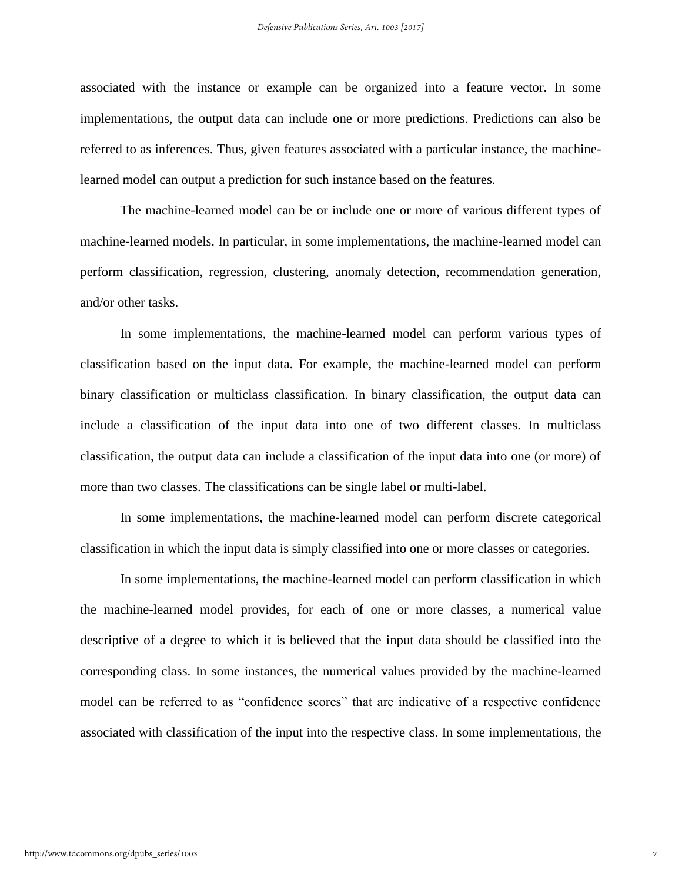associated with the instance or example can be organized into a feature vector. In some implementations, the output data can include one or more predictions. Predictions can also be referred to as inferences. Thus, given features associated with a particular instance, the machine-learned model can output a prediction for such instance based on the features.

The machine-learned model can be or include one or more of various different types of machine-learned models. In particular, in some implementations, the machine-learned model can perform classification, regression, clustering, anomaly detection, recommendation generation, and/or other tasks.

In some implementations, the machine-learned model can perform various types of classification based on the input data. For example, the machine-learned model can perform binary classification or multiclass classification. In binary classification, the output data can include a classification of the input data into one of two different classes. In multiclass classification, the output data can include a classification of the input data into one (or more) of more than two classes. The classifications can be single label or multi-label.

In some implementations, the machine-learned model can perform discrete categorical classification in which the input data is simply classified into one or more classes or categories.

In some implementations, the machine-learned model can perform classification in which the machine-learned model provides, for each of one or more classes, a numerical value descriptive of a degree to which it is believed that the input data should be classified into the corresponding class. In some instances, the numerical values provided by the machine-learned model can be referred to as "confidence scores" that are indicative of a respective confidence associated with classification of the input into the respective class. In some implementations, the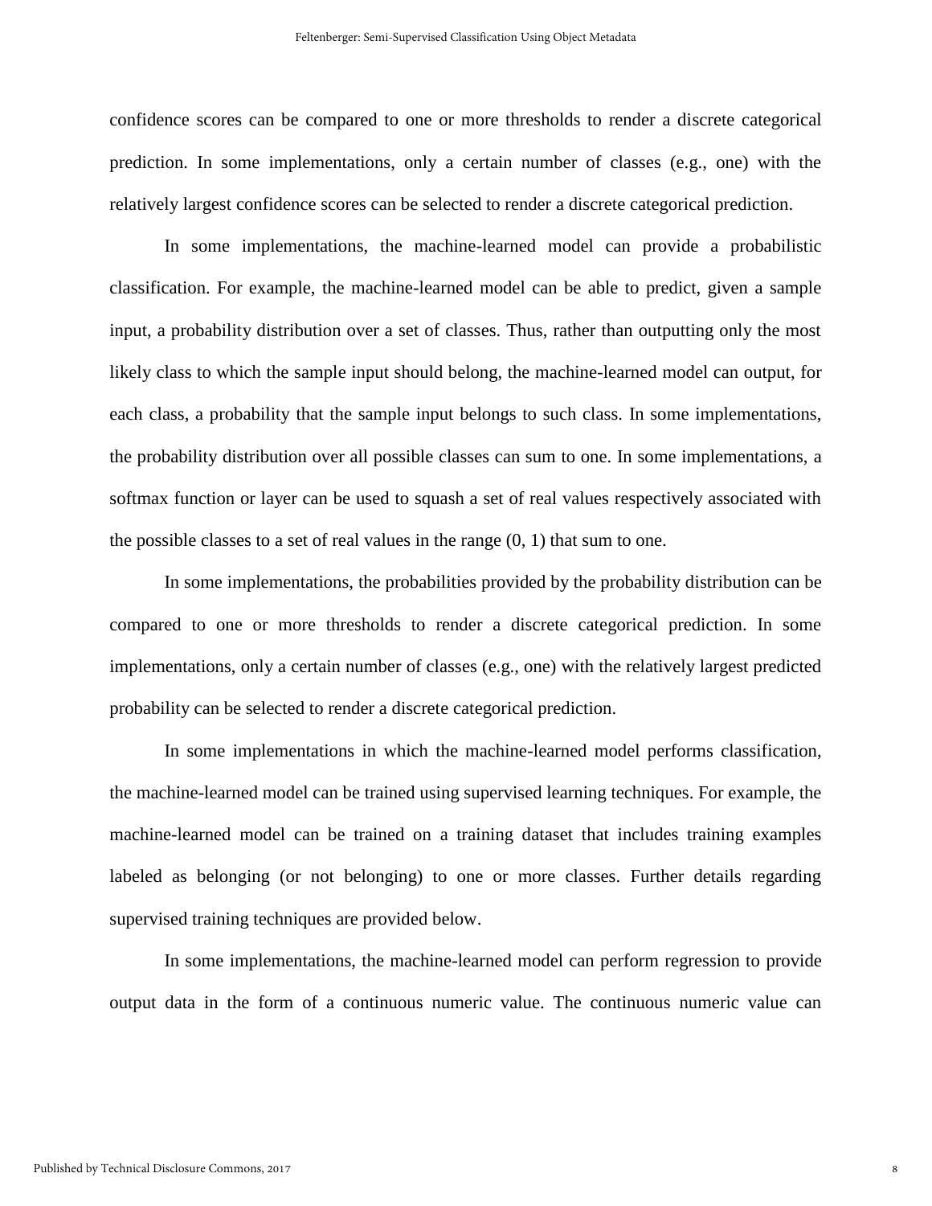confidence scores can be compared to one or more thresholds to render a discrete categorical prediction. In some implementations, only a certain number of classes (e.g., one) with the relatively largest confidence scores can be selected to render a discrete categorical prediction.

In some implementations, the machine-learned model can provide a probabilistic classification. For example, the machine-learned model can be able to predict, given a sample input, a probability distribution over a set of classes. Thus, rather than outputting only the most likely class to which the sample input should belong, the machine-learned model can output, for each class, a probability that the sample input belongs to such class. In some implementations, the probability distribution over all possible classes can sum to one. In some implementations, a softmax function or layer can be used to squash a set of real values respectively associated with the possible classes to a set of real values in the range (0, 1) that sum to one.

In some implementations, the probabilities provided by the probability distribution can be compared to one or more thresholds to render a discrete categorical prediction. In some implementations, only a certain number of classes (e.g., one) with the relatively largest predicted probability can be selected to render a discrete categorical prediction.

In some implementations in which the machine-learned model performs classification, the machine-learned model can be trained using supervised learning techniques. For example, the machine-learned model can be trained on a training dataset that includes training examples labeled as belonging (or not belonging) to one or more classes. Further details regarding supervised training techniques are provided below.

In some implementations, the machine-learned model can perform regression to provide output data in the form of a continuous numeric value. The continuous numeric value can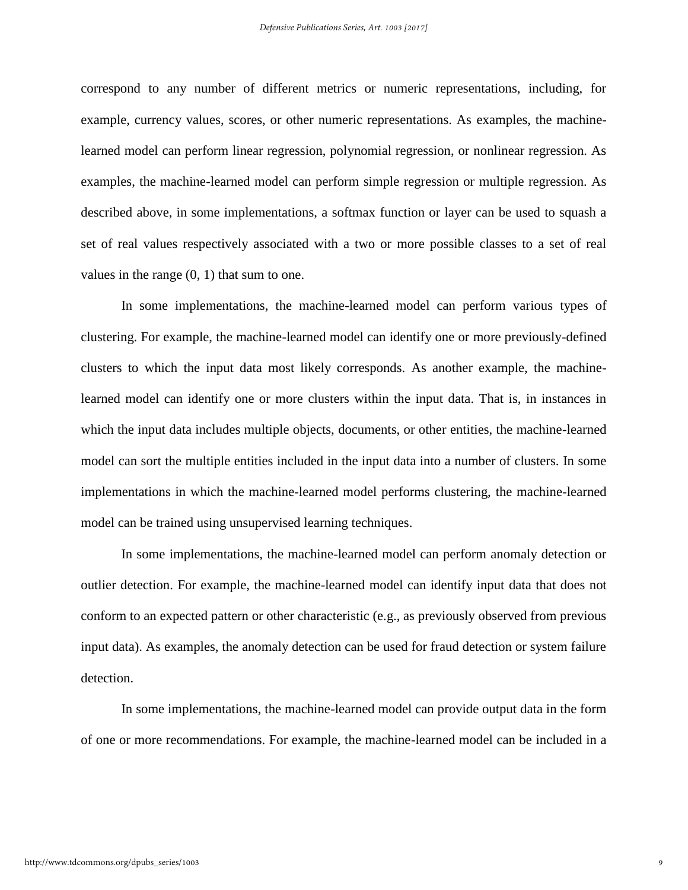correspond to any number of different metrics or numeric representations, including, for example, currency values, scores, or other numeric representations. As examples, the machine-learned model can perform linear regression, polynomial regression, or nonlinear regression. As examples, the machine-learned model can perform simple regression or multiple regression. As described above, in some implementations, a softmax function or layer can be used to squash a set of real values respectively associated with a two or more possible classes to a set of real values in the range (0, 1) that sum to one.

In some implementations, the machine-learned model can perform various types of clustering. For example, the machine-learned model can identify one or more previously-defined clusters to which the input data most likely corresponds. As another example, the machine-learned model can identify one or more clusters within the input data. That is, in instances in which the input data includes multiple objects, documents, or other entities, the machine-learned model can sort the multiple entities included in the input data into a number of clusters. In some implementations in which the machine-learned model performs clustering, the machine-learned model can be trained using unsupervised learning techniques.

In some implementations, the machine-learned model can perform anomaly detection or outlier detection. For example, the machine-learned model can identify input data that does not conform to an expected pattern or other characteristic (e.g., as previously observed from previous input data). As examples, the anomaly detection can be used for fraud detection or system failure detection.

In some implementations, the machine-learned model can provide output data in the form of one or more recommendations. For example, the machine-learned model can be included in a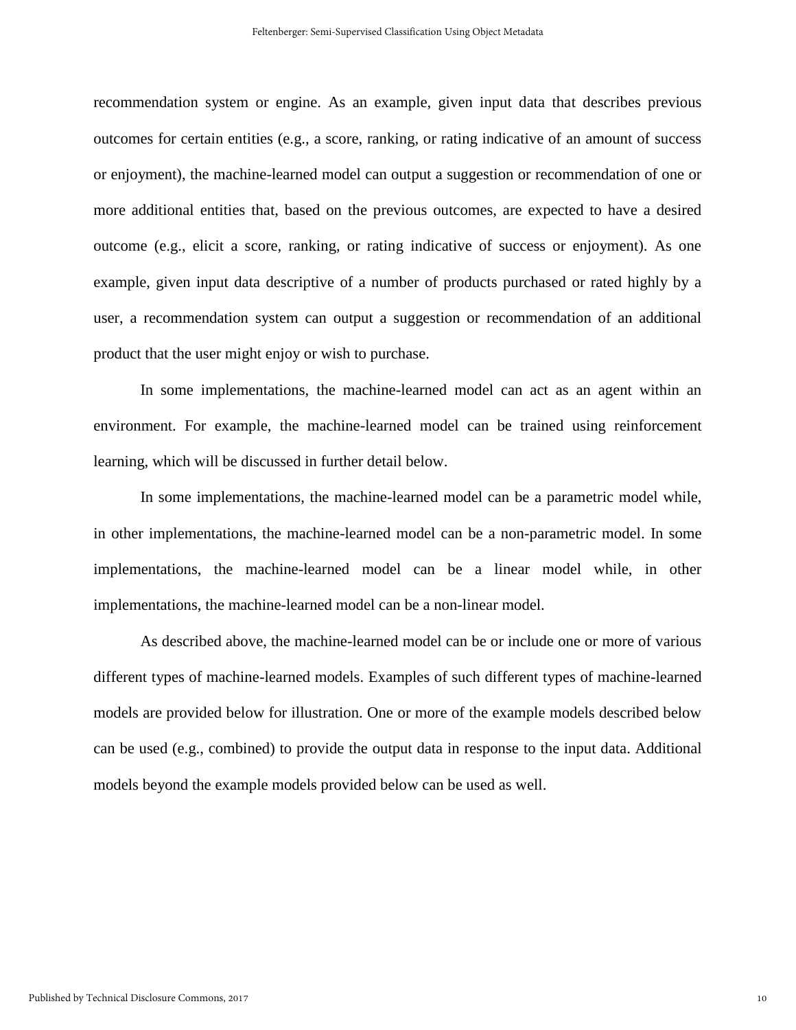recommendation system or engine. As an example, given input data that describes previous outcomes for certain entities (e.g., a score, ranking, or rating indicative of an amount of success or enjoyment), the machine-learned model can output a suggestion or recommendation of one or more additional entities that, based on the previous outcomes, are expected to have a desired outcome (e.g., elicit a score, ranking, or rating indicative of success or enjoyment). As one example, given input data descriptive of a number of products purchased or rated highly by a user, a recommendation system can output a suggestion or recommendation of an additional product that the user might enjoy or wish to purchase.

In some implementations, the machine-learned model can act as an agent within an environment. For example, the machine-learned model can be trained using reinforcement learning, which will be discussed in further detail below.

In some implementations, the machine-learned model can be a parametric model while, in other implementations, the machine-learned model can be a non-parametric model. In some implementations, the machine-learned model can be a linear model while, in other implementations, the machine-learned model can be a non-linear model.

As described above, the machine-learned model can be or include one or more of various different types of machine-learned models. Examples of such different types of machine-learned models are provided below for illustration. One or more of the example models described below can be used (e.g., combined) to provide the output data in response to the input data. Additional models beyond the example models provided below can be used as well.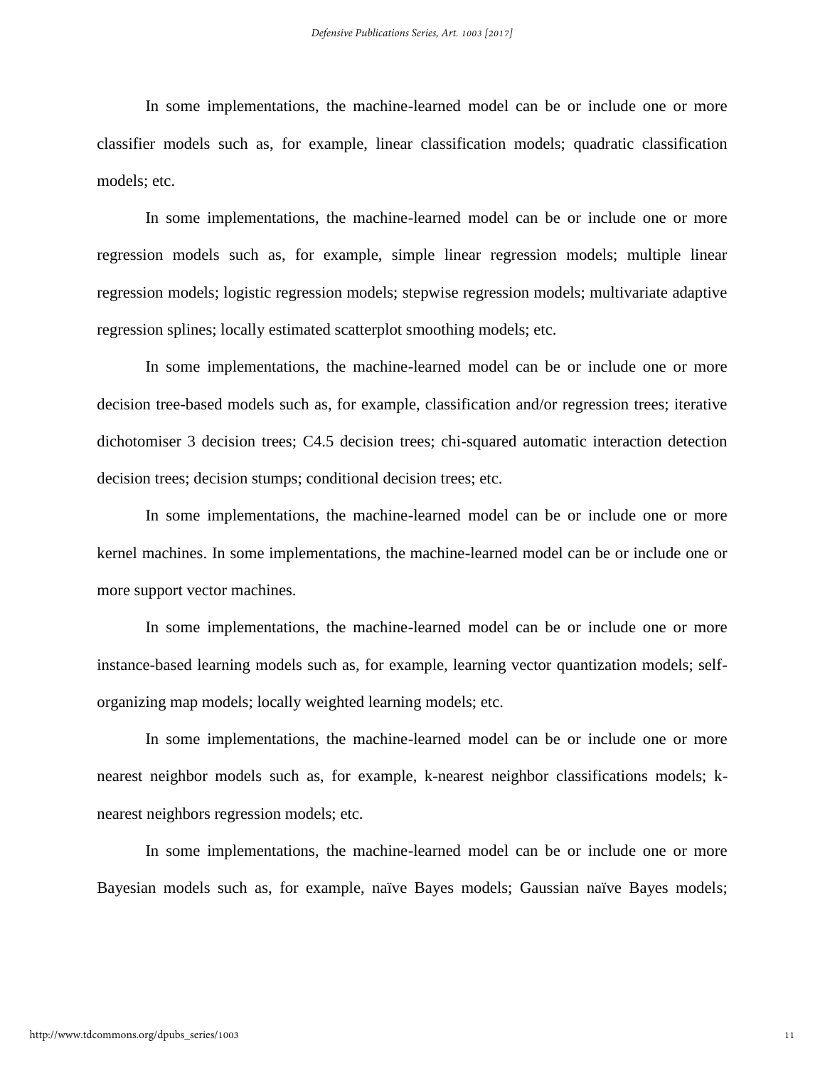In some implementations, the machine-learned model can be or include one or more classifier models such as, for example, linear classification models; quadratic classification models; etc.

In some implementations, the machine-learned model can be or include one or more regression models such as, for example, simple linear regression models; multiple linear regression models; logistic regression models; stepwise regression models; multivariate adaptive regression splines; locally estimated scatterplot smoothing models; etc.

In some implementations, the machine-learned model can be or include one or more decision tree-based models such as, for example, classification and/or regression trees; iterative dichotomiser 3 decision trees; C4.5 decision trees; chi-squared automatic interaction detection decision trees; decision stumps; conditional decision trees; etc.

In some implementations, the machine-learned model can be or include one or more kernel machines. In some implementations, the machine-learned model can be or include one or more support vector machines.

In some implementations, the machine-learned model can be or include one or more instance-based learning models such as, for example, learning vector quantization models; self-organizing map models; locally weighted learning models; etc.

In some implementations, the machine-learned model can be or include one or more nearest neighbor models such as, for example, k-nearest neighbor classifications models; k-nearest neighbors regression models; etc.

In some implementations, the machine-learned model can be or include one or more Bayesian models such as, for example, naïve Bayes models; Gaussian naïve Bayes models;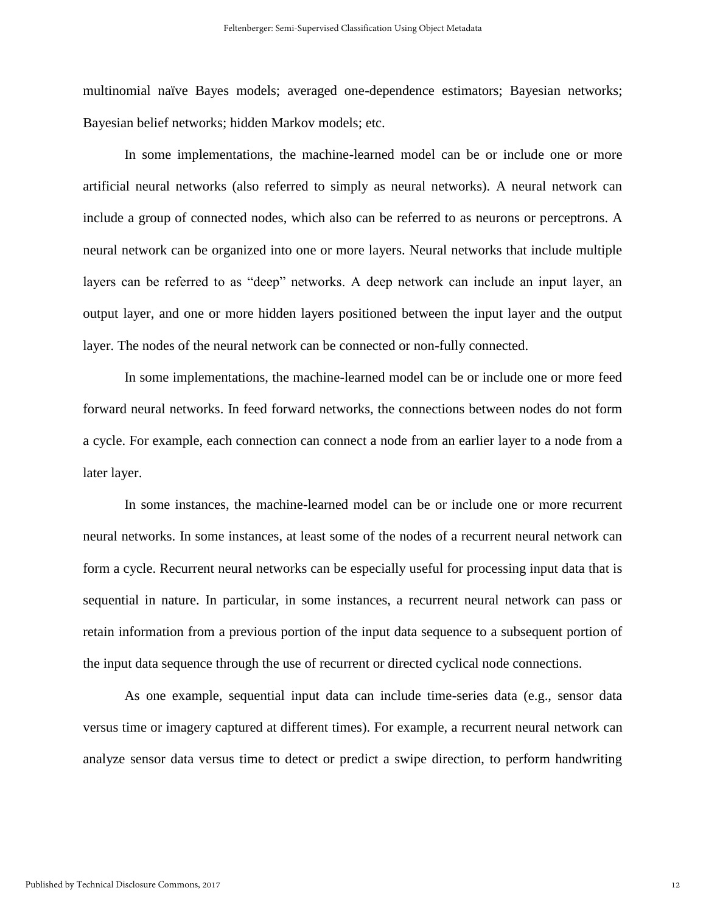multinomial naïve Bayes models; averaged one-dependence estimators; Bayesian networks; Bayesian belief networks; hidden Markov models; etc.

In some implementations, the machine-learned model can be or include one or more artificial neural networks (also referred to simply as neural networks). A neural network can include a group of connected nodes, which also can be referred to as neurons or perceptrons. A neural network can be organized into one or more layers. Neural networks that include multiple layers can be referred to as "deep" networks. A deep network can include an input layer, an output layer, and one or more hidden layers positioned between the input layer and the output layer. The nodes of the neural network can be connected or non-fully connected.

In some implementations, the machine-learned model can be or include one or more feed forward neural networks. In feed forward networks, the connections between nodes do not form a cycle. For example, each connection can connect a node from an earlier layer to a node from a later layer.

In some instances, the machine-learned model can be or include one or more recurrent neural networks. In some instances, at least some of the nodes of a recurrent neural network can form a cycle. Recurrent neural networks can be especially useful for processing input data that is sequential in nature. In particular, in some instances, a recurrent neural network can pass or retain information from a previous portion of the input data sequence to a subsequent portion of the input data sequence through the use of recurrent or directed cyclical node connections.

As one example, sequential input data can include time-series data (e.g., sensor data versus time or imagery captured at different times). For example, a recurrent neural network can analyze sensor data versus time to detect or predict a swipe direction, to perform handwriting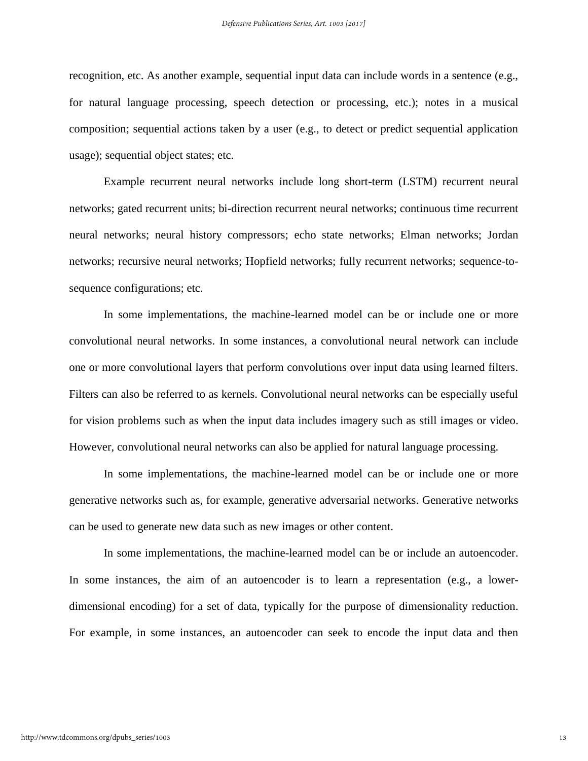recognition, etc. As another example, sequential input data can include words in a sentence (e.g., for natural language processing, speech detection or processing, etc.); notes in a musical composition; sequential actions taken by a user (e.g., to detect or predict sequential application usage); sequential object states; etc.

Example recurrent neural networks include long short-term (LSTM) recurrent neural networks; gated recurrent units; bi-direction recurrent neural networks; continuous time recurrent neural networks; neural history compressors; echo state networks; Elman networks; Jordan networks; recursive neural networks; Hopfield networks; fully recurrent networks; sequence-to-sequence configurations; etc.

In some implementations, the machine-learned model can be or include one or more convolutional neural networks. In some instances, a convolutional neural network can include one or more convolutional layers that perform convolutions over input data using learned filters. Filters can also be referred to as kernels. Convolutional neural networks can be especially useful for vision problems such as when the input data includes imagery such as still images or video. However, convolutional neural networks can also be applied for natural language processing.

In some implementations, the machine-learned model can be or include one or more generative networks such as, for example, generative adversarial networks. Generative networks can be used to generate new data such as new images or other content.

In some implementations, the machine-learned model can be or include an autoencoder. In some instances, the aim of an autoencoder is to learn a representation (e.g., a lower-dimensional encoding) for a set of data, typically for the purpose of dimensionality reduction. For example, in some instances, an autoencoder can seek to encode the input data and then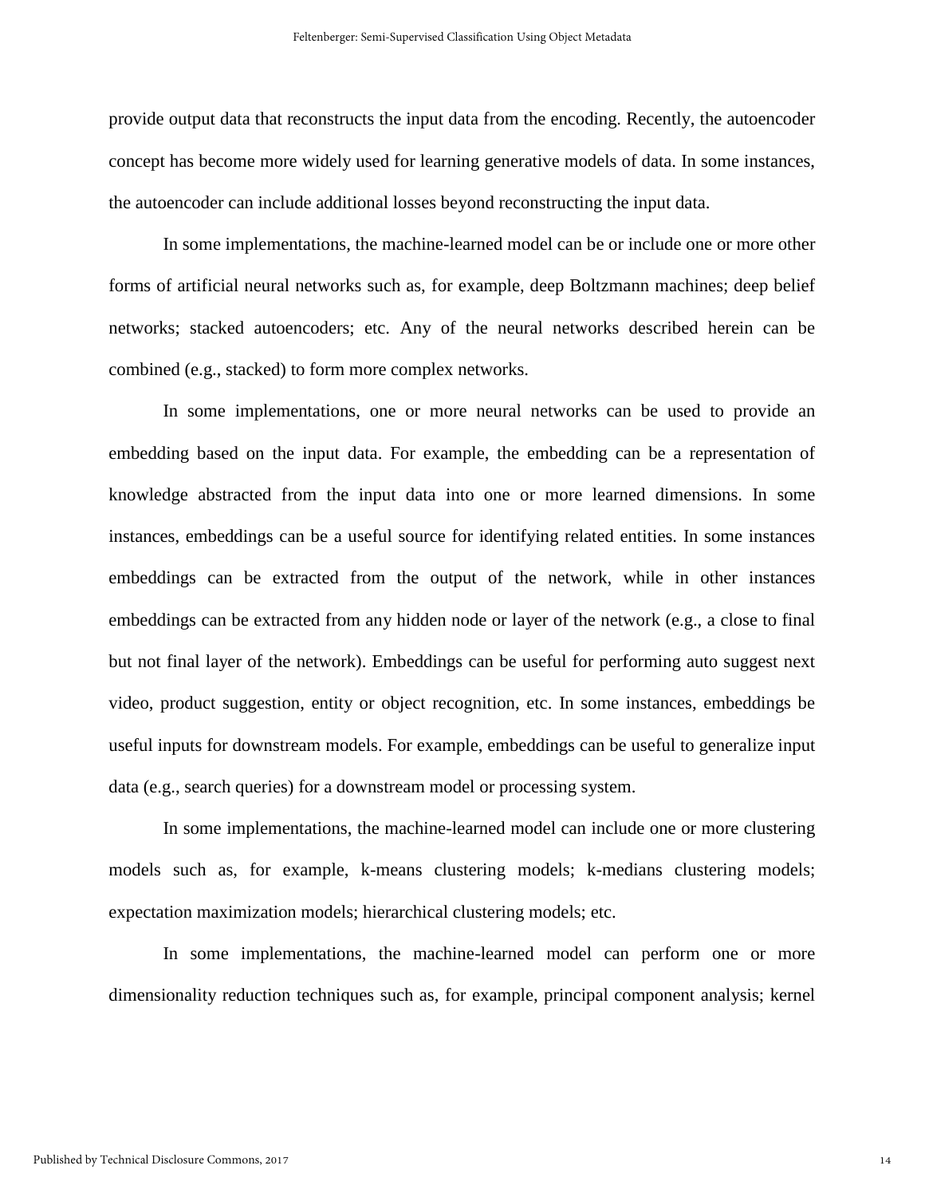provide output data that reconstructs the input data from the encoding. Recently, the autoencoder concept has become more widely used for learning generative models of data. In some instances, the autoencoder can include additional losses beyond reconstructing the input data.

In some implementations, the machine-learned model can be or include one or more other forms of artificial neural networks such as, for example, deep Boltzmann machines; deep belief networks; stacked autoencoders; etc. Any of the neural networks described herein can be combined (e.g., stacked) to form more complex networks.

In some implementations, one or more neural networks can be used to provide an embedding based on the input data. For example, the embedding can be a representation of knowledge abstracted from the input data into one or more learned dimensions. In some instances, embeddings can be a useful source for identifying related entities. In some instances embeddings can be extracted from the output of the network, while in other instances embeddings can be extracted from any hidden node or layer of the network (e.g., a close to final but not final layer of the network). Embeddings can be useful for performing auto suggest next video, product suggestion, entity or object recognition, etc. In some instances, embeddings be useful inputs for downstream models. For example, embeddings can be useful to generalize input data (e.g., search queries) for a downstream model or processing system.

In some implementations, the machine-learned model can include one or more clustering models such as, for example, k-means clustering models; k-medians clustering models; expectation maximization models; hierarchical clustering models; etc.

In some implementations, the machine-learned model can perform one or more dimensionality reduction techniques such as, for example, principal component analysis; kernel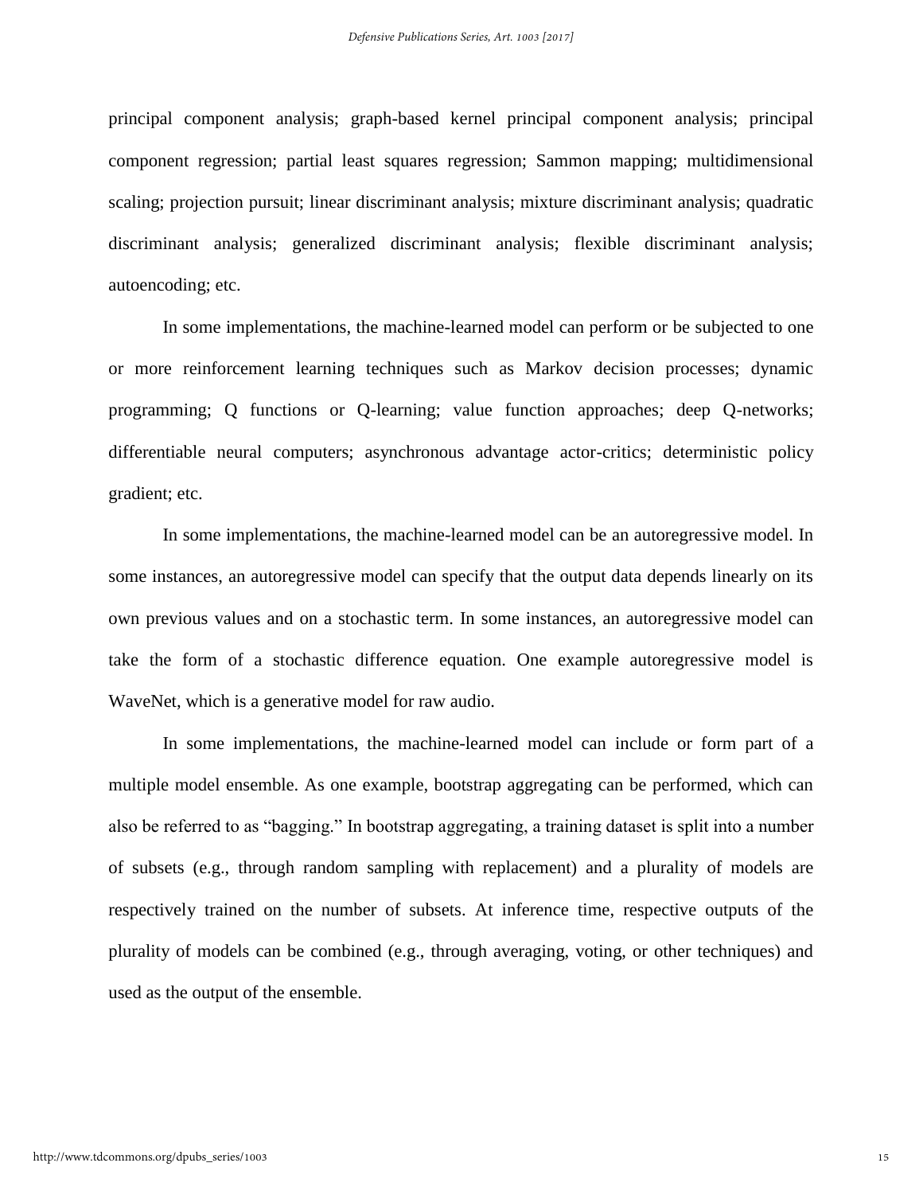principal component analysis; graph-based kernel principal component analysis; principal component regression; partial least squares regression; Sammon mapping; multidimensional scaling; projection pursuit; linear discriminant analysis; mixture discriminant analysis; quadratic discriminant analysis; generalized discriminant analysis; flexible discriminant analysis; autoencoding; etc.

In some implementations, the machine-learned model can perform or be subjected to one or more reinforcement learning techniques such as Markov decision processes; dynamic programming; Q functions or Q-learning; value function approaches; deep Q-networks; differentiable neural computers; asynchronous advantage actor-critics; deterministic policy gradient; etc.

In some implementations, the machine-learned model can be an autoregressive model. In some instances, an autoregressive model can specify that the output data depends linearly on its own previous values and on a stochastic term. In some instances, an autoregressive model can take the form of a stochastic difference equation. One example autoregressive model is WaveNet, which is a generative model for raw audio.

In some implementations, the machine-learned model can include or form part of a multiple model ensemble. As one example, bootstrap aggregating can be performed, which can also be referred to as "bagging." In bootstrap aggregating, a training dataset is split into a number of subsets (e.g., through random sampling with replacement) and a plurality of models are respectively trained on the number of subsets. At inference time, respective outputs of the plurality of models can be combined (e.g., through averaging, voting, or other techniques) and used as the output of the ensemble.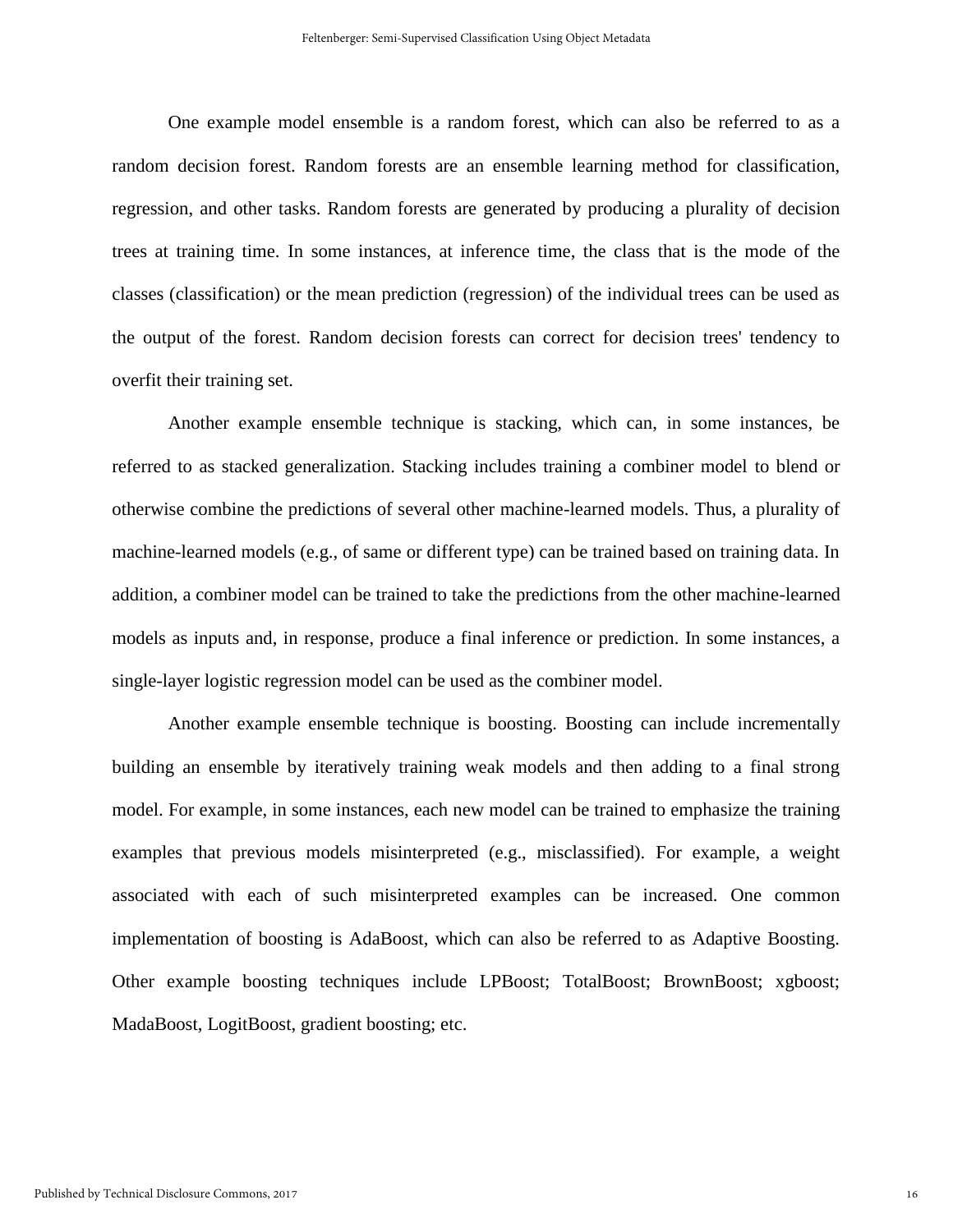One example model ensemble is a random forest, which can also be referred to as a random decision forest. Random forests are an ensemble learning method for classification, regression, and other tasks. Random forests are generated by producing a plurality of decision trees at training time. In some instances, at inference time, the class that is the mode of the classes (classification) or the mean prediction (regression) of the individual trees can be used as the output of the forest. Random decision forests can correct for decision trees' tendency to overfit their training set.

Another example ensemble technique is stacking, which can, in some instances, be referred to as stacked generalization. Stacking includes training a combiner model to blend or otherwise combine the predictions of several other machine-learned models. Thus, a plurality of machine-learned models (e.g., of same or different type) can be trained based on training data. In addition, a combiner model can be trained to take the predictions from the other machine-learned models as inputs and, in response, produce a final inference or prediction. In some instances, a single-layer logistic regression model can be used as the combiner model.

Another example ensemble technique is boosting. Boosting can include incrementally building an ensemble by iteratively training weak models and then adding to a final strong model. For example, in some instances, each new model can be trained to emphasize the training examples that previous models misinterpreted (e.g., misclassified). For example, a weight associated with each of such misinterpreted examples can be increased. One common implementation of boosting is AdaBoost, which can also be referred to as Adaptive Boosting. Other example boosting techniques include LPBoost; TotalBoost; BrownBoost; xgboost; MadaBoost, LogitBoost, gradient boosting; etc.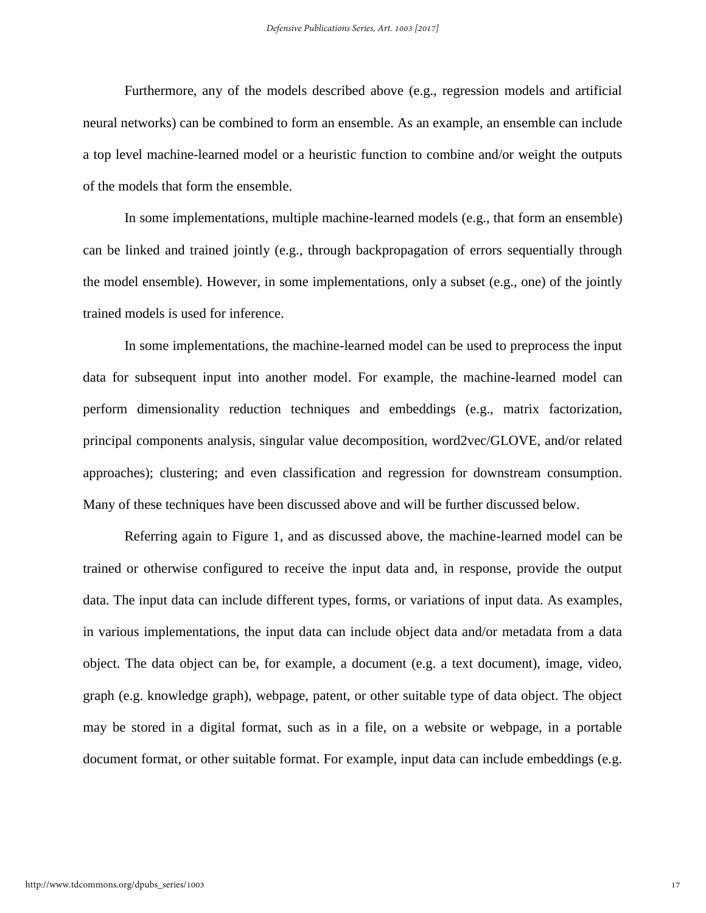Furthermore, any of the models described above (e.g., regression models and artificial neural networks) can be combined to form an ensemble. As an example, an ensemble can include a top level machine-learned model or a heuristic function to combine and/or weight the outputs of the models that form the ensemble.

In some implementations, multiple machine-learned models (e.g., that form an ensemble) can be linked and trained jointly (e.g., through backpropagation of errors sequentially through the model ensemble). However, in some implementations, only a subset (e.g., one) of the jointly trained models is used for inference.

In some implementations, the machine-learned model can be used to preprocess the input data for subsequent input into another model. For example, the machine-learned model can perform dimensionality reduction techniques and embeddings (e.g., matrix factorization, principal components analysis, singular value decomposition, word2vec/GLOVE, and/or related approaches); clustering; and even classification and regression for downstream consumption. Many of these techniques have been discussed above and will be further discussed below.

Referring again to Figure 1, and as discussed above, the machine-learned model can be trained or otherwise configured to receive the input data and, in response, provide the output data. The input data can include different types, forms, or variations of input data. As examples, in various implementations, the input data can include object data and/or metadata from a data object. The data object can be, for example, a document (e.g. a text document), image, video, graph (e.g. knowledge graph), webpage, patent, or other suitable type of data object. The object may be stored in a digital format, such as in a file, on a website or webpage, in a portable document format, or other suitable format. For example, input data can include embeddings (e.g.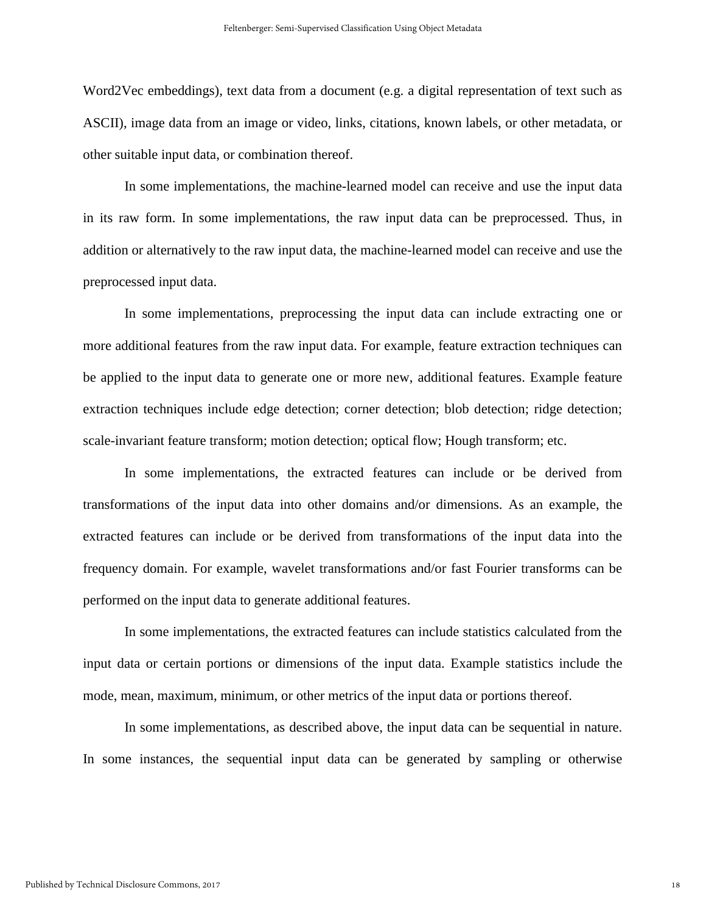Word2Vec embeddings), text data from a document (e.g. a digital representation of text such as ASCII), image data from an image or video, links, citations, known labels, or other metadata, or other suitable input data, or combination thereof.

In some implementations, the machine-learned model can receive and use the input data in its raw form. In some implementations, the raw input data can be preprocessed. Thus, in addition or alternatively to the raw input data, the machine-learned model can receive and use the preprocessed input data.

In some implementations, preprocessing the input data can include extracting one or more additional features from the raw input data. For example, feature extraction techniques can be applied to the input data to generate one or more new, additional features. Example feature extraction techniques include edge detection; corner detection; blob detection; ridge detection; scale-invariant feature transform; motion detection; optical flow; Hough transform; etc.

In some implementations, the extracted features can include or be derived from transformations of the input data into other domains and/or dimensions. As an example, the extracted features can include or be derived from transformations of the input data into the frequency domain. For example, wavelet transformations and/or fast Fourier transforms can be performed on the input data to generate additional features.

In some implementations, the extracted features can include statistics calculated from the input data or certain portions or dimensions of the input data. Example statistics include the mode, mean, maximum, minimum, or other metrics of the input data or portions thereof.

In some implementations, as described above, the input data can be sequential in nature. In some instances, the sequential input data can be generated by sampling or otherwise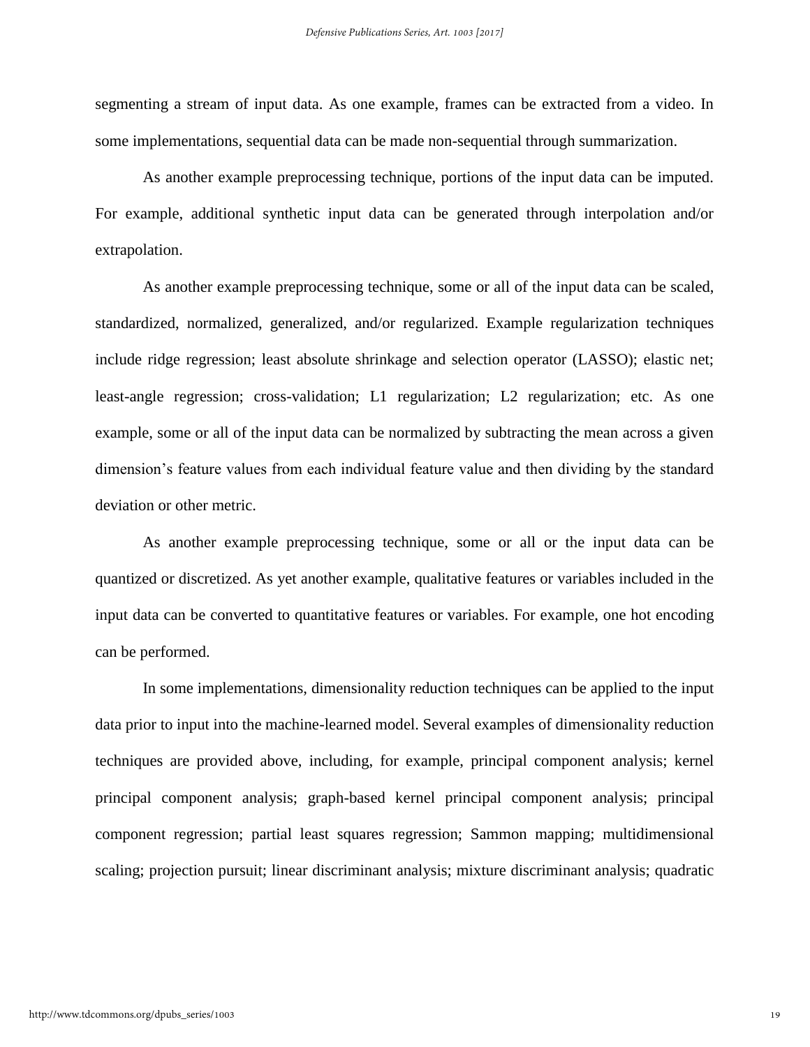segmenting a stream of input data. As one example, frames can be extracted from a video. In some implementations, sequential data can be made non-sequential through summarization.

As another example preprocessing technique, portions of the input data can be imputed. For example, additional synthetic input data can be generated through interpolation and/or extrapolation.

As another example preprocessing technique, some or all of the input data can be scaled, standardized, normalized, generalized, and/or regularized. Example regularization techniques include ridge regression; least absolute shrinkage and selection operator (LASSO); elastic net; least-angle regression; cross-validation; L1 regularization; L2 regularization; etc. As one example, some or all of the input data can be normalized by subtracting the mean across a given dimension's feature values from each individual feature value and then dividing by the standard deviation or other metric.

As another example preprocessing technique, some or all or the input data can be quantized or discretized. As yet another example, qualitative features or variables included in the input data can be converted to quantitative features or variables. For example, one hot encoding can be performed.

In some implementations, dimensionality reduction techniques can be applied to the input data prior to input into the machine-learned model. Several examples of dimensionality reduction techniques are provided above, including, for example, principal component analysis; kernel principal component analysis; graph-based kernel principal component analysis; principal component regression; partial least squares regression; Sammon mapping; multidimensional scaling; projection pursuit; linear discriminant analysis; mixture discriminant analysis; quadratic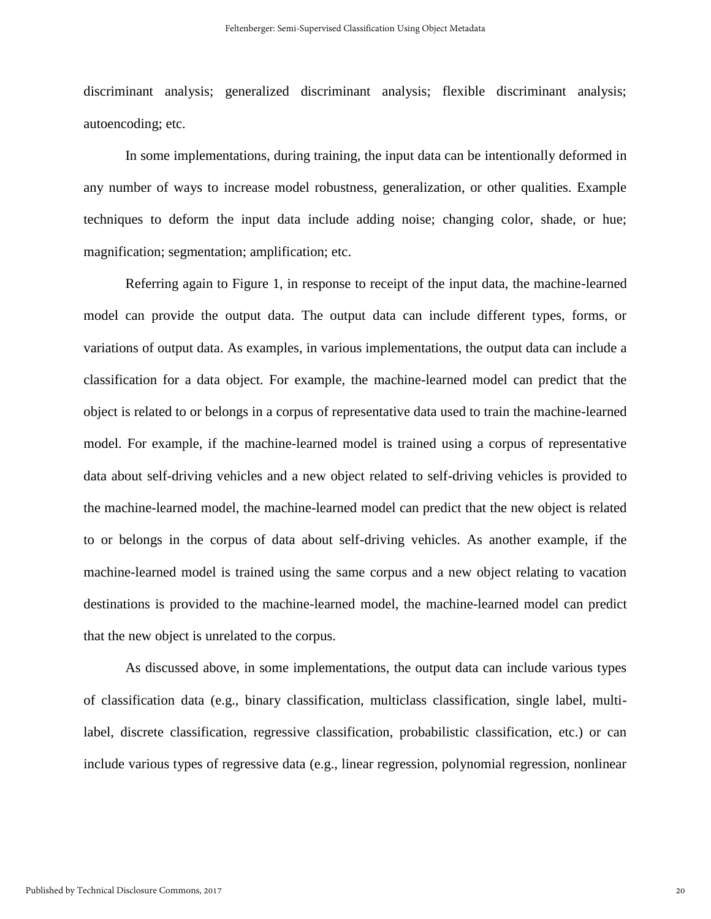discriminant analysis; generalized discriminant analysis; flexible discriminant analysis; autoencoding; etc.

In some implementations, during training, the input data can be intentionally deformed in any number of ways to increase model robustness, generalization, or other qualities. Example techniques to deform the input data include adding noise; changing color, shade, or hue; magnification; segmentation; amplification; etc.

Referring again to Figure 1, in response to receipt of the input data, the machine-learned model can provide the output data. The output data can include different types, forms, or variations of output data. As examples, in various implementations, the output data can include a classification for a data object. For example, the machine-learned model can predict that the object is related to or belongs in a corpus of representative data used to train the machine-learned model. For example, if the machine-learned model is trained using a corpus of representative data about self-driving vehicles and a new object related to self-driving vehicles is provided to the machine-learned model, the machine-learned model can predict that the new object is related to or belongs in the corpus of data about self-driving vehicles. As another example, if the machine-learned model is trained using the same corpus and a new object relating to vacation destinations is provided to the machine-learned model, the machine-learned model can predict that the new object is unrelated to the corpus.

As discussed above, in some implementations, the output data can include various types of classification data (e.g., binary classification, multiclass classification, single label, multi-label, discrete classification, regressive classification, probabilistic classification, etc.) or can include various types of regressive data (e.g., linear regression, polynomial regression, nonlinear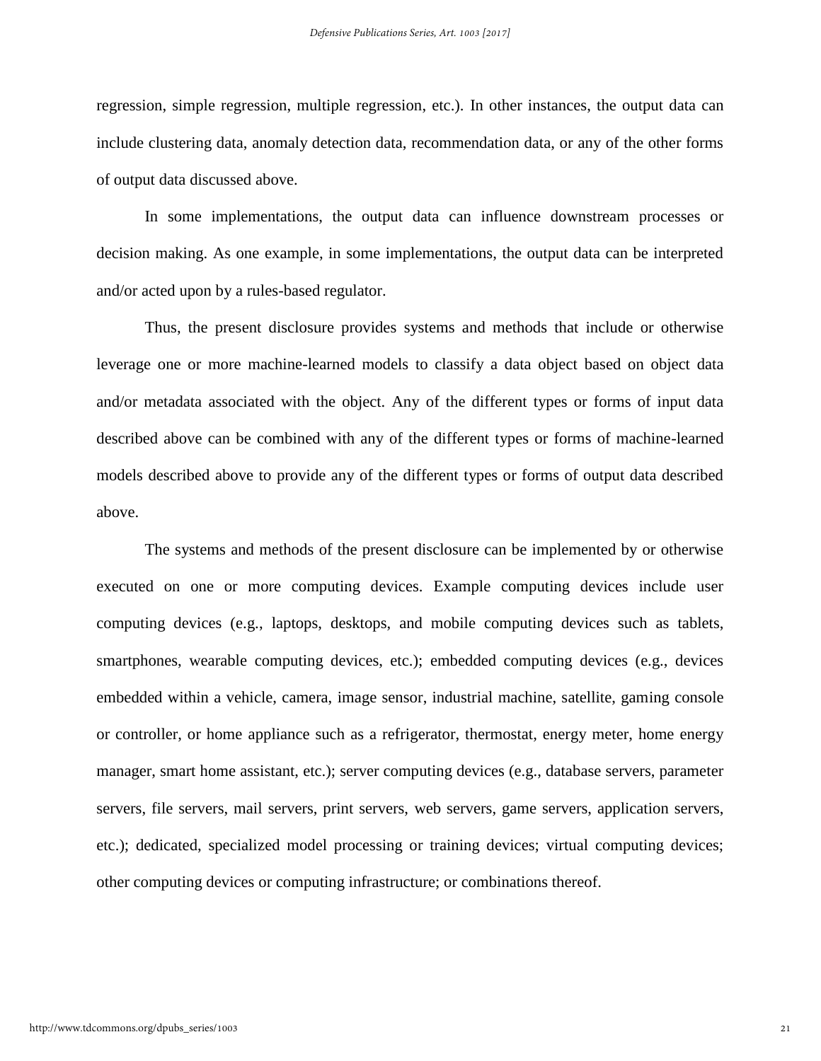regression, simple regression, multiple regression, etc.). In other instances, the output data can include clustering data, anomaly detection data, recommendation data, or any of the other forms of output data discussed above.

In some implementations, the output data can influence downstream processes or decision making. As one example, in some implementations, the output data can be interpreted and/or acted upon by a rules-based regulator.

Thus, the present disclosure provides systems and methods that include or otherwise leverage one or more machine-learned models to classify a data object based on object data and/or metadata associated with the object. Any of the different types or forms of input data described above can be combined with any of the different types or forms of machine-learned models described above to provide any of the different types or forms of output data described above.

The systems and methods of the present disclosure can be implemented by or otherwise executed on one or more computing devices. Example computing devices include user computing devices (e.g., laptops, desktops, and mobile computing devices such as tablets, smartphones, wearable computing devices, etc.); embedded computing devices (e.g., devices embedded within a vehicle, camera, image sensor, industrial machine, satellite, gaming console or controller, or home appliance such as a refrigerator, thermostat, energy meter, home energy manager, smart home assistant, etc.); server computing devices (e.g., database servers, parameter servers, file servers, mail servers, print servers, web servers, game servers, application servers, etc.); dedicated, specialized model processing or training devices; virtual computing devices; other computing devices or computing infrastructure; or combinations thereof.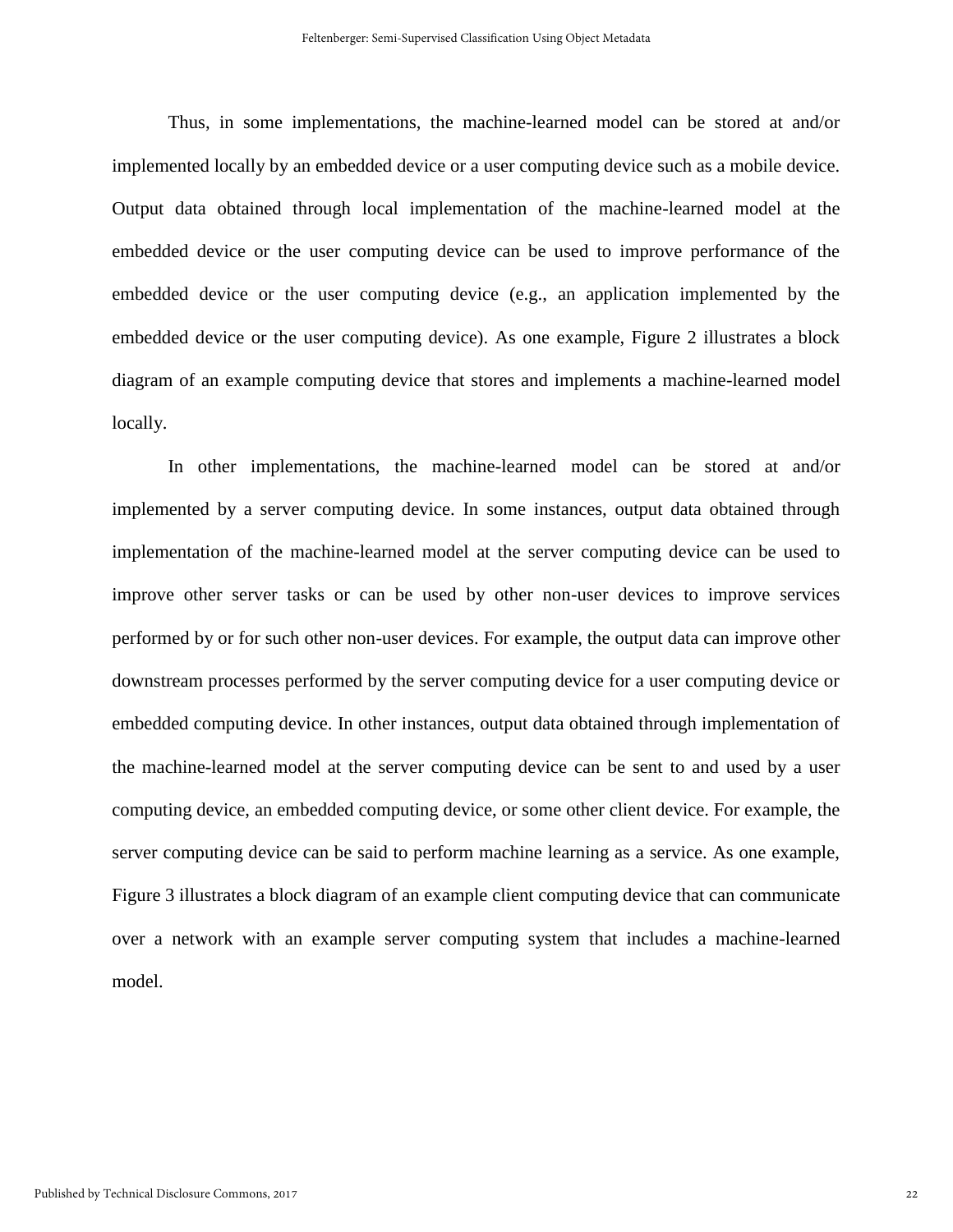Thus, in some implementations, the machine-learned model can be stored at and/or implemented locally by an embedded device or a user computing device such as a mobile device. Output data obtained through local implementation of the machine-learned model at the embedded device or the user computing device can be used to improve performance of the embedded device or the user computing device (e.g., an application implemented by the embedded device or the user computing device). As one example, Figure 2 illustrates a block diagram of an example computing device that stores and implements a machine-learned model locally.

In other implementations, the machine-learned model can be stored at and/or implemented by a server computing device. In some instances, output data obtained through implementation of the machine-learned model at the server computing device can be used to improve other server tasks or can be used by other non-user devices to improve services performed by or for such other non-user devices. For example, the output data can improve other downstream processes performed by the server computing device for a user computing device or embedded computing device. In other instances, output data obtained through implementation of the machine-learned model at the server computing device can be sent to and used by a user computing device, an embedded computing device, or some other client device. For example, the server computing device can be said to perform machine learning as a service. As one example, Figure 3 illustrates a block diagram of an example client computing device that can communicate over a network with an example server computing system that includes a machine-learned model.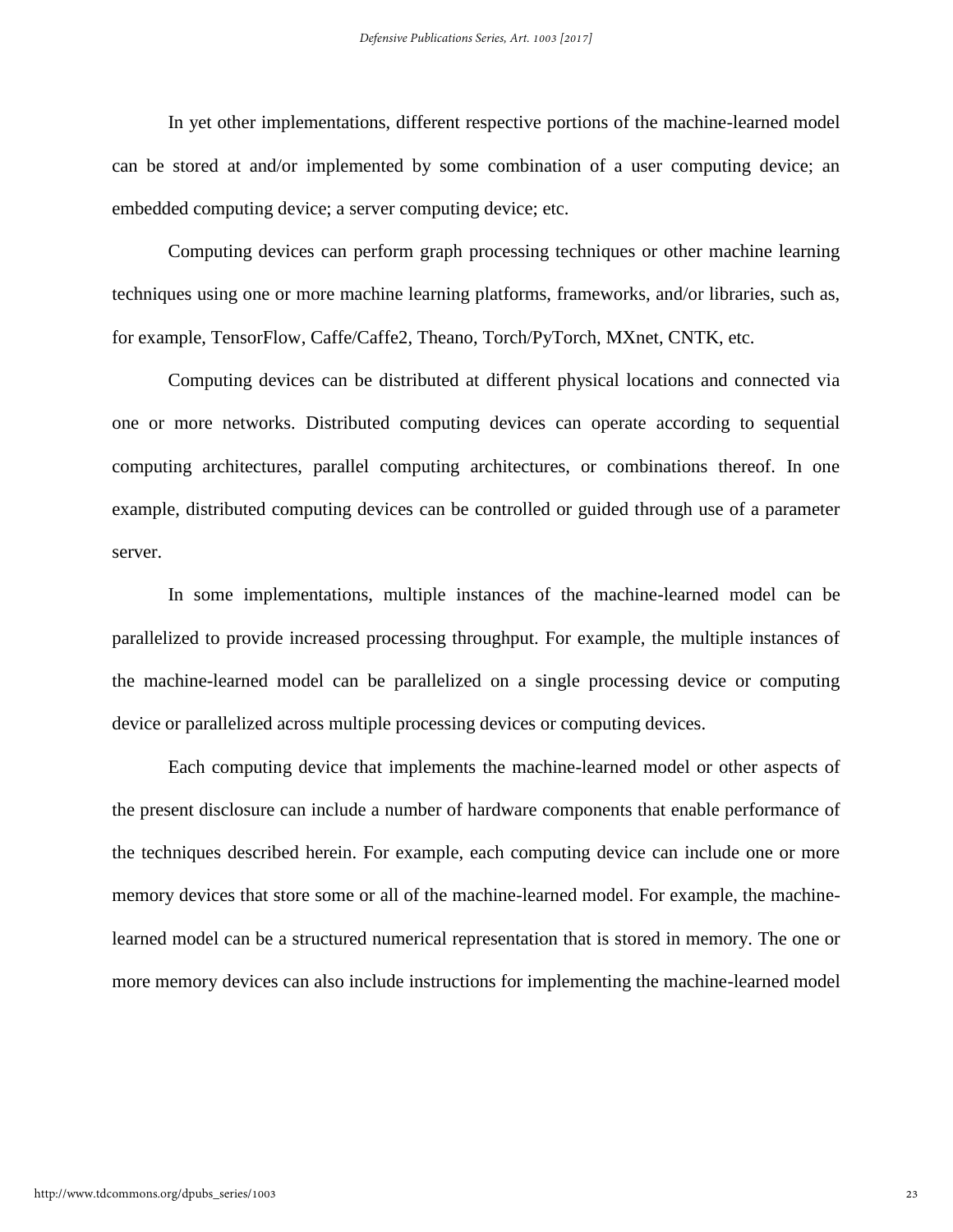In yet other implementations, different respective portions of the machine-learned model can be stored at and/or implemented by some combination of a user computing device; an embedded computing device; a server computing device; etc.

Computing devices can perform graph processing techniques or other machine learning techniques using one or more machine learning platforms, frameworks, and/or libraries, such as, for example, TensorFlow, Caffe/Caffe2, Theano, Torch/PyTorch, MXnet, CNTK, etc.

Computing devices can be distributed at different physical locations and connected via one or more networks. Distributed computing devices can operate according to sequential computing architectures, parallel computing architectures, or combinations thereof. In one example, distributed computing devices can be controlled or guided through use of a parameter server.

In some implementations, multiple instances of the machine-learned model can be parallelized to provide increased processing throughput. For example, the multiple instances of the machine-learned model can be parallelized on a single processing device or computing device or parallelized across multiple processing devices or computing devices.

Each computing device that implements the machine-learned model or other aspects of the present disclosure can include a number of hardware components that enable performance of the techniques described herein. For example, each computing device can include one or more memory devices that store some or all of the machine-learned model. For example, the machine-learned model can be a structured numerical representation that is stored in memory. The one or more memory devices can also include instructions for implementing the machine-learned model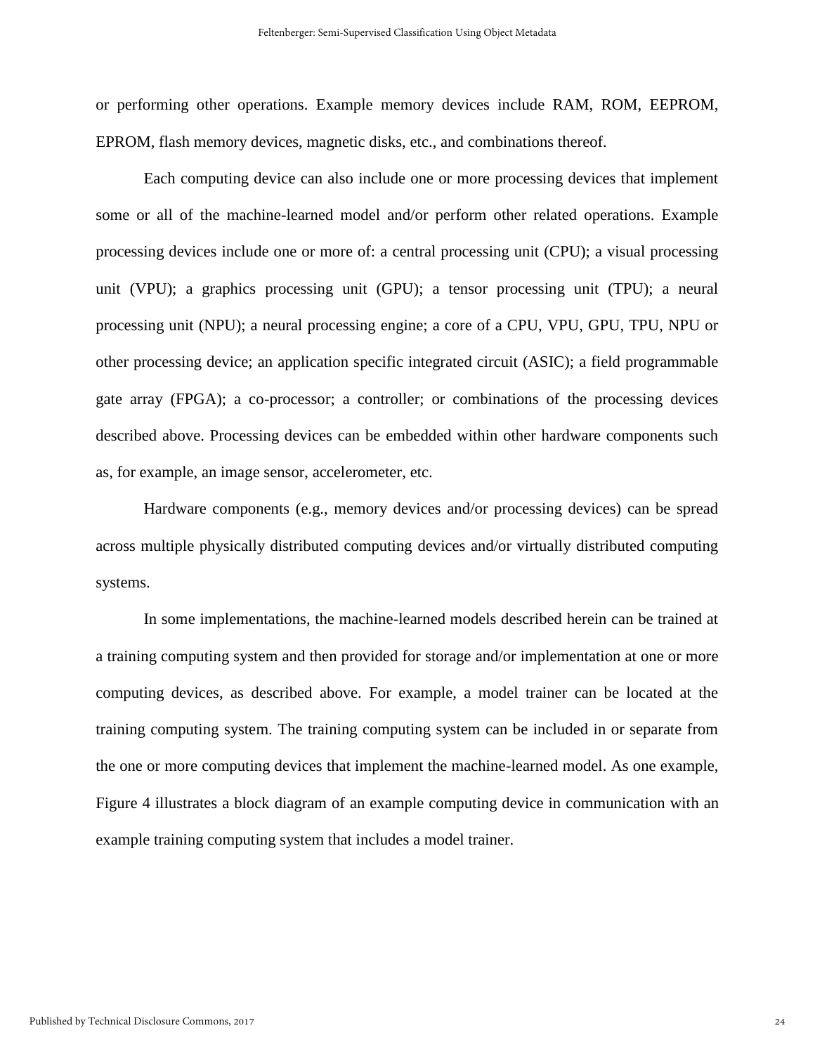or performing other operations. Example memory devices include RAM, ROM, EEPROM, EPROM, flash memory devices, magnetic disks, etc., and combinations thereof.

Each computing device can also include one or more processing devices that implement some or all of the machine-learned model and/or perform other related operations. Example processing devices include one or more of: a central processing unit (CPU); a visual processing unit (VPU); a graphics processing unit (GPU); a tensor processing unit (TPU); a neural processing unit (NPU); a neural processing engine; a core of a CPU, VPU, GPU, TPU, NPU or other processing device; an application specific integrated circuit (ASIC); a field programmable gate array (FPGA); a co-processor; a controller; or combinations of the processing devices described above. Processing devices can be embedded within other hardware components such as, for example, an image sensor, accelerometer, etc.

Hardware components (e.g., memory devices and/or processing devices) can be spread across multiple physically distributed computing devices and/or virtually distributed computing systems.

In some implementations, the machine-learned models described herein can be trained at a training computing system and then provided for storage and/or implementation at one or more computing devices, as described above. For example, a model trainer can be located at the training computing system. The training computing system can be included in or separate from the one or more computing devices that implement the machine-learned model. As one example, Figure 4 illustrates a block diagram of an example computing device in communication with an example training computing system that includes a model trainer.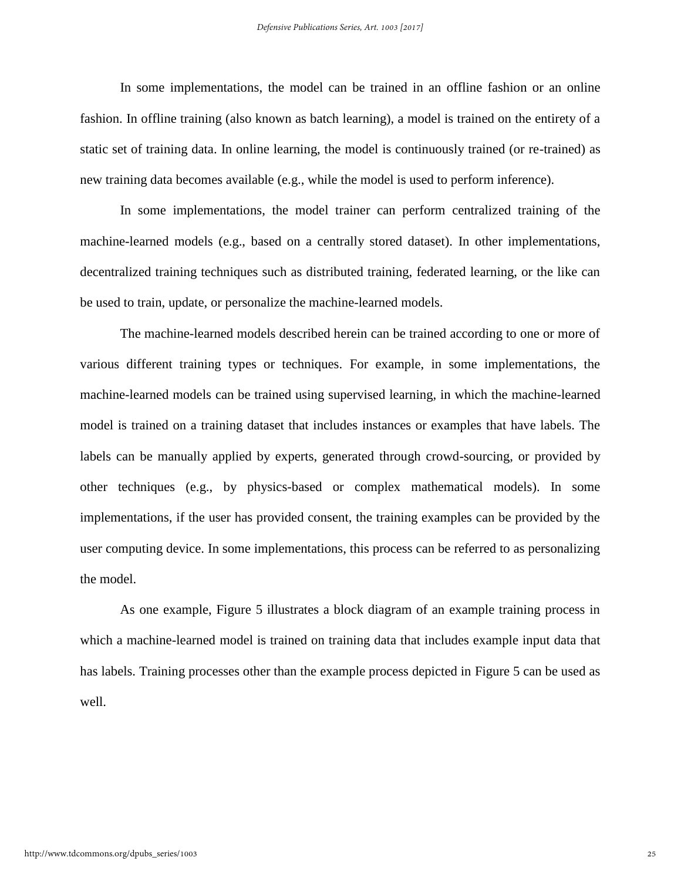In some implementations, the model can be trained in an offline fashion or an online fashion. In offline training (also known as batch learning), a model is trained on the entirety of a static set of training data. In online learning, the model is continuously trained (or re-trained) as new training data becomes available (e.g., while the model is used to perform inference).

In some implementations, the model trainer can perform centralized training of the machine-learned models (e.g., based on a centrally stored dataset). In other implementations, decentralized training techniques such as distributed training, federated learning, or the like can be used to train, update, or personalize the machine-learned models.

The machine-learned models described herein can be trained according to one or more of various different training types or techniques. For example, in some implementations, the machine-learned models can be trained using supervised learning, in which the machine-learned model is trained on a training dataset that includes instances or examples that have labels. The labels can be manually applied by experts, generated through crowd-sourcing, or provided by other techniques (e.g., by physics-based or complex mathematical models). In some implementations, if the user has provided consent, the training examples can be provided by the user computing device. In some implementations, this process can be referred to as personalizing the model.

As one example, Figure 5 illustrates a block diagram of an example training process in which a machine-learned model is trained on training data that includes example input data that has labels. Training processes other than the example process depicted in Figure 5 can be used as well.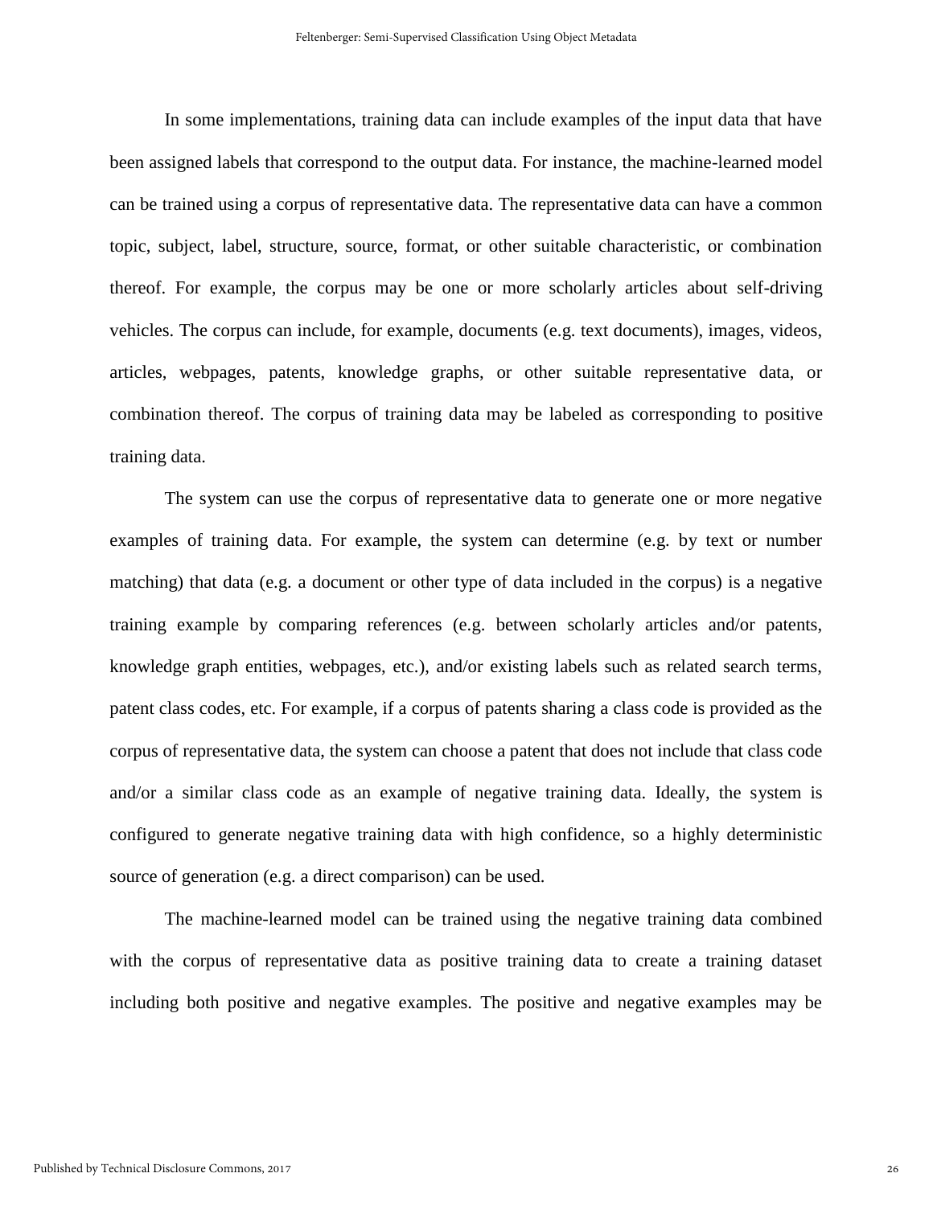In some implementations, training data can include examples of the input data that have been assigned labels that correspond to the output data. For instance, the machine-learned model can be trained using a corpus of representative data. The representative data can have a common topic, subject, label, structure, source, format, or other suitable characteristic, or combination thereof. For example, the corpus may be one or more scholarly articles about self-driving vehicles. The corpus can include, for example, documents (e.g. text documents), images, videos, articles, webpages, patents, knowledge graphs, or other suitable representative data, or combination thereof. The corpus of training data may be labeled as corresponding to positive training data.

The system can use the corpus of representative data to generate one or more negative examples of training data. For example, the system can determine (e.g. by text or number matching) that data (e.g. a document or other type of data included in the corpus) is a negative training example by comparing references (e.g. between scholarly articles and/or patents, knowledge graph entities, webpages, etc.), and/or existing labels such as related search terms, patent class codes, etc. For example, if a corpus of patents sharing a class code is provided as the corpus of representative data, the system can choose a patent that does not include that class code and/or a similar class code as an example of negative training data. Ideally, the system is configured to generate negative training data with high confidence, so a highly deterministic source of generation (e.g. a direct comparison) can be used.

The machine-learned model can be trained using the negative training data combined with the corpus of representative data as positive training data to create a training dataset including both positive and negative examples. The positive and negative examples may be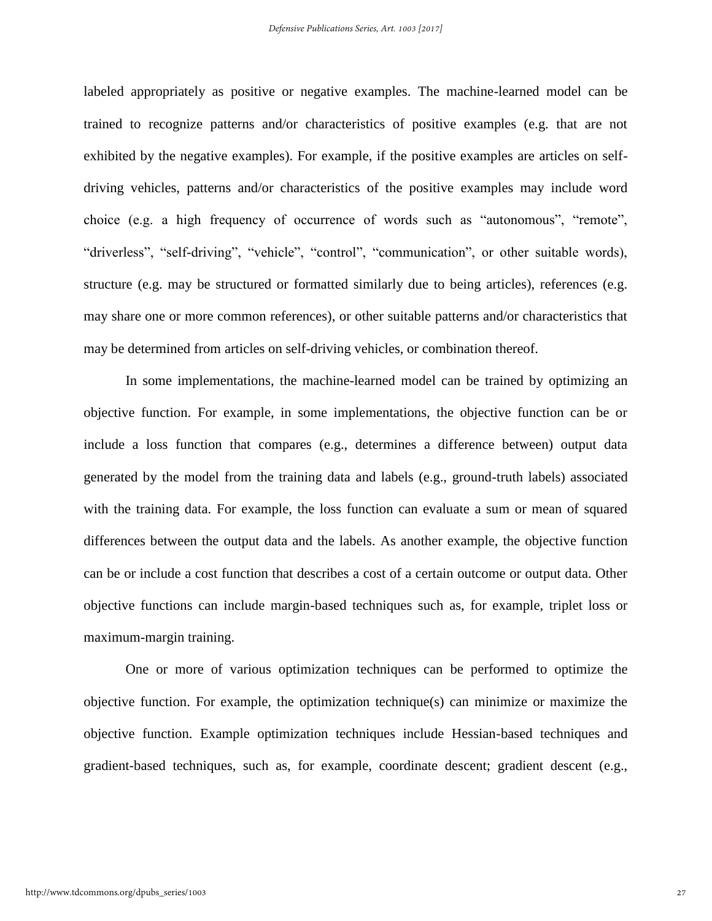labeled appropriately as positive or negative examples. The machine-learned model can be trained to recognize patterns and/or characteristics of positive examples (e.g. that are not exhibited by the negative examples). For example, if the positive examples are articles on self-driving vehicles, patterns and/or characteristics of the positive examples may include word choice (e.g. a high frequency of occurrence of words such as "autonomous", "remote", "driverless", "self-driving", "vehicle", "control", "communication", or other suitable words), structure (e.g. may be structured or formatted similarly due to being articles), references (e.g. may share one or more common references), or other suitable patterns and/or characteristics that may be determined from articles on self-driving vehicles, or combination thereof.

In some implementations, the machine-learned model can be trained by optimizing an objective function. For example, in some implementations, the objective function can be or include a loss function that compares (e.g., determines a difference between) output data generated by the model from the training data and labels (e.g., ground-truth labels) associated with the training data. For example, the loss function can evaluate a sum or mean of squared differences between the output data and the labels. As another example, the objective function can be or include a cost function that describes a cost of a certain outcome or output data. Other objective functions can include margin-based techniques such as, for example, triplet loss or maximum-margin training.

One or more of various optimization techniques can be performed to optimize the objective function. For example, the optimization technique(s) can minimize or maximize the objective function. Example optimization techniques include Hessian-based techniques and gradient-based techniques, such as, for example, coordinate descent; gradient descent (e.g.,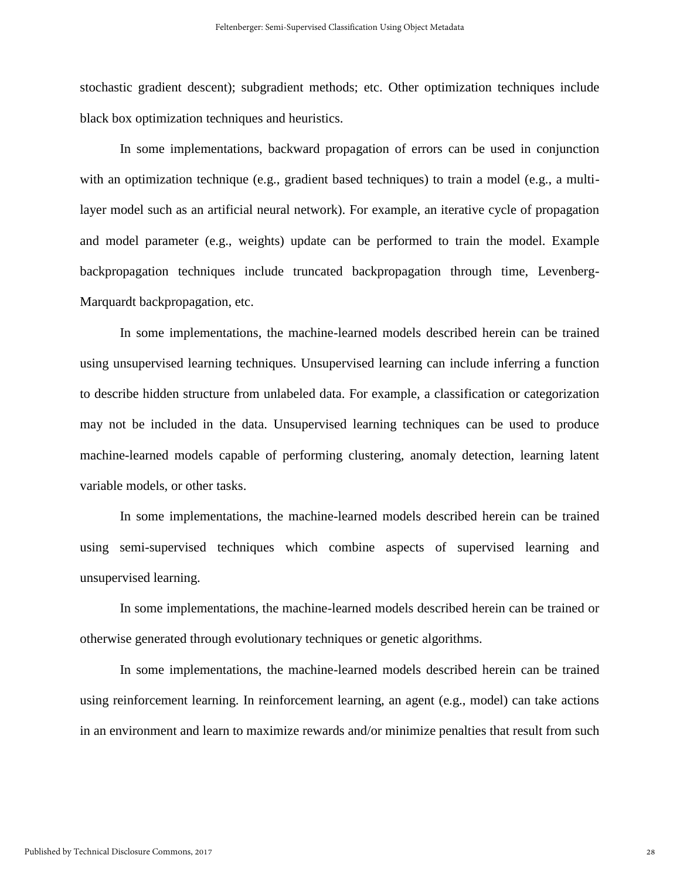stochastic gradient descent); subgradient methods; etc. Other optimization techniques include black box optimization techniques and heuristics.

In some implementations, backward propagation of errors can be used in conjunction with an optimization technique (e.g., gradient based techniques) to train a model (e.g., a multi-layer model such as an artificial neural network). For example, an iterative cycle of propagation and model parameter (e.g., weights) update can be performed to train the model. Example backpropagation techniques include truncated backpropagation through time, Levenberg-Marquardt backpropagation, etc.

In some implementations, the machine-learned models described herein can be trained using unsupervised learning techniques. Unsupervised learning can include inferring a function to describe hidden structure from unlabeled data. For example, a classification or categorization may not be included in the data. Unsupervised learning techniques can be used to produce machine-learned models capable of performing clustering, anomaly detection, learning latent variable models, or other tasks.

In some implementations, the machine-learned models described herein can be trained using semi-supervised techniques which combine aspects of supervised learning and unsupervised learning.

In some implementations, the machine-learned models described herein can be trained or otherwise generated through evolutionary techniques or genetic algorithms.

In some implementations, the machine-learned models described herein can be trained using reinforcement learning. In reinforcement learning, an agent (e.g., model) can take actions in an environment and learn to maximize rewards and/or minimize penalties that result from such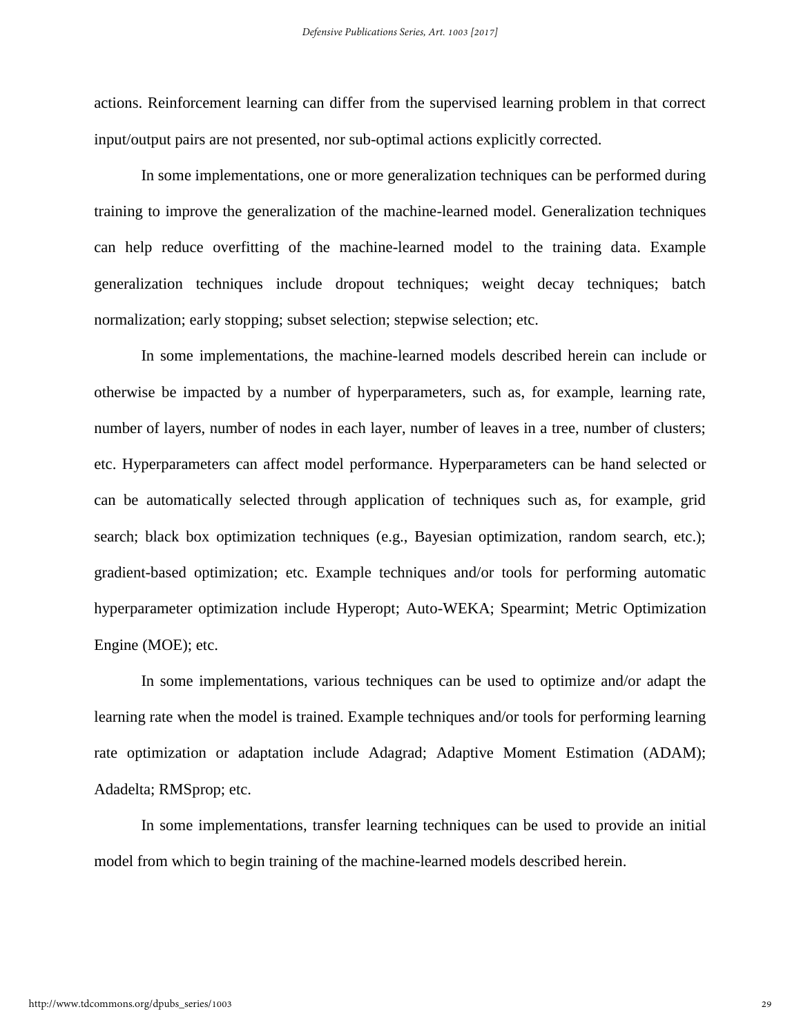actions. Reinforcement learning can differ from the supervised learning problem in that correct input/output pairs are not presented, nor sub-optimal actions explicitly corrected.

In some implementations, one or more generalization techniques can be performed during training to improve the generalization of the machine-learned model. Generalization techniques can help reduce overfitting of the machine-learned model to the training data. Example generalization techniques include dropout techniques; weight decay techniques; batch normalization; early stopping; subset selection; stepwise selection; etc.

In some implementations, the machine-learned models described herein can include or otherwise be impacted by a number of hyperparameters, such as, for example, learning rate, number of layers, number of nodes in each layer, number of leaves in a tree, number of clusters; etc. Hyperparameters can affect model performance. Hyperparameters can be hand selected or can be automatically selected through application of techniques such as, for example, grid search; black box optimization techniques (e.g., Bayesian optimization, random search, etc.); gradient-based optimization; etc. Example techniques and/or tools for performing automatic hyperparameter optimization include Hyperopt; Auto-WEKA; Spearmint; Metric Optimization Engine (MOE); etc.

In some implementations, various techniques can be used to optimize and/or adapt the learning rate when the model is trained. Example techniques and/or tools for performing learning rate optimization or adaptation include Adagrad; Adaptive Moment Estimation (ADAM); Adadelta; RMSprop; etc.

In some implementations, transfer learning techniques can be used to provide an initial model from which to begin training of the machine-learned models described herein.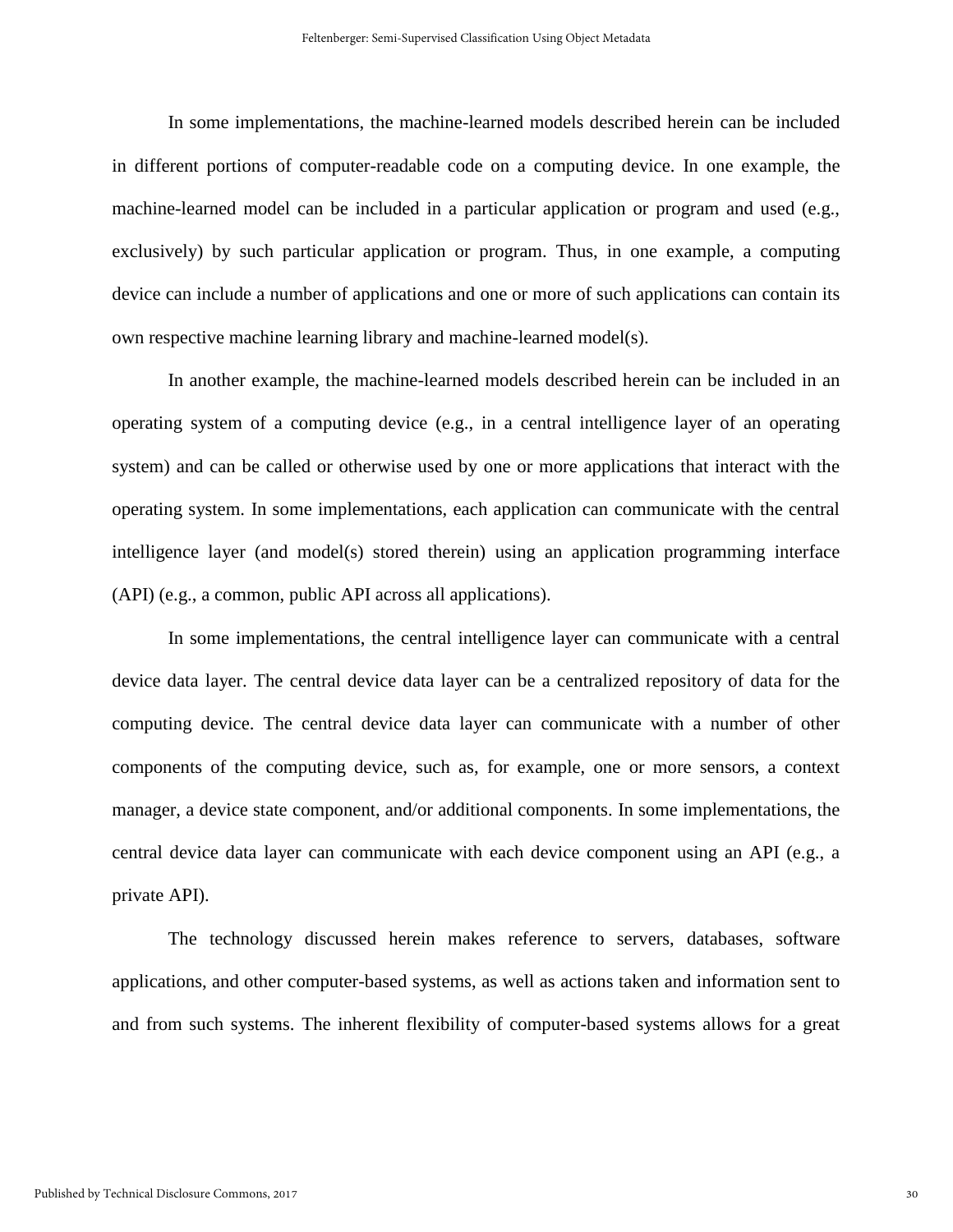In some implementations, the machine-learned models described herein can be included in different portions of computer-readable code on a computing device. In one example, the machine-learned model can be included in a particular application or program and used (e.g., exclusively) by such particular application or program. Thus, in one example, a computing device can include a number of applications and one or more of such applications can contain its own respective machine learning library and machine-learned model(s).

In another example, the machine-learned models described herein can be included in an operating system of a computing device (e.g., in a central intelligence layer of an operating system) and can be called or otherwise used by one or more applications that interact with the operating system. In some implementations, each application can communicate with the central intelligence layer (and model(s) stored therein) using an application programming interface (API) (e.g., a common, public API across all applications).

In some implementations, the central intelligence layer can communicate with a central device data layer. The central device data layer can be a centralized repository of data for the computing device. The central device data layer can communicate with a number of other components of the computing device, such as, for example, one or more sensors, a context manager, a device state component, and/or additional components. In some implementations, the central device data layer can communicate with each device component using an API (e.g., a private API).

The technology discussed herein makes reference to servers, databases, software applications, and other computer-based systems, as well as actions taken and information sent to and from such systems. The inherent flexibility of computer-based systems allows for a great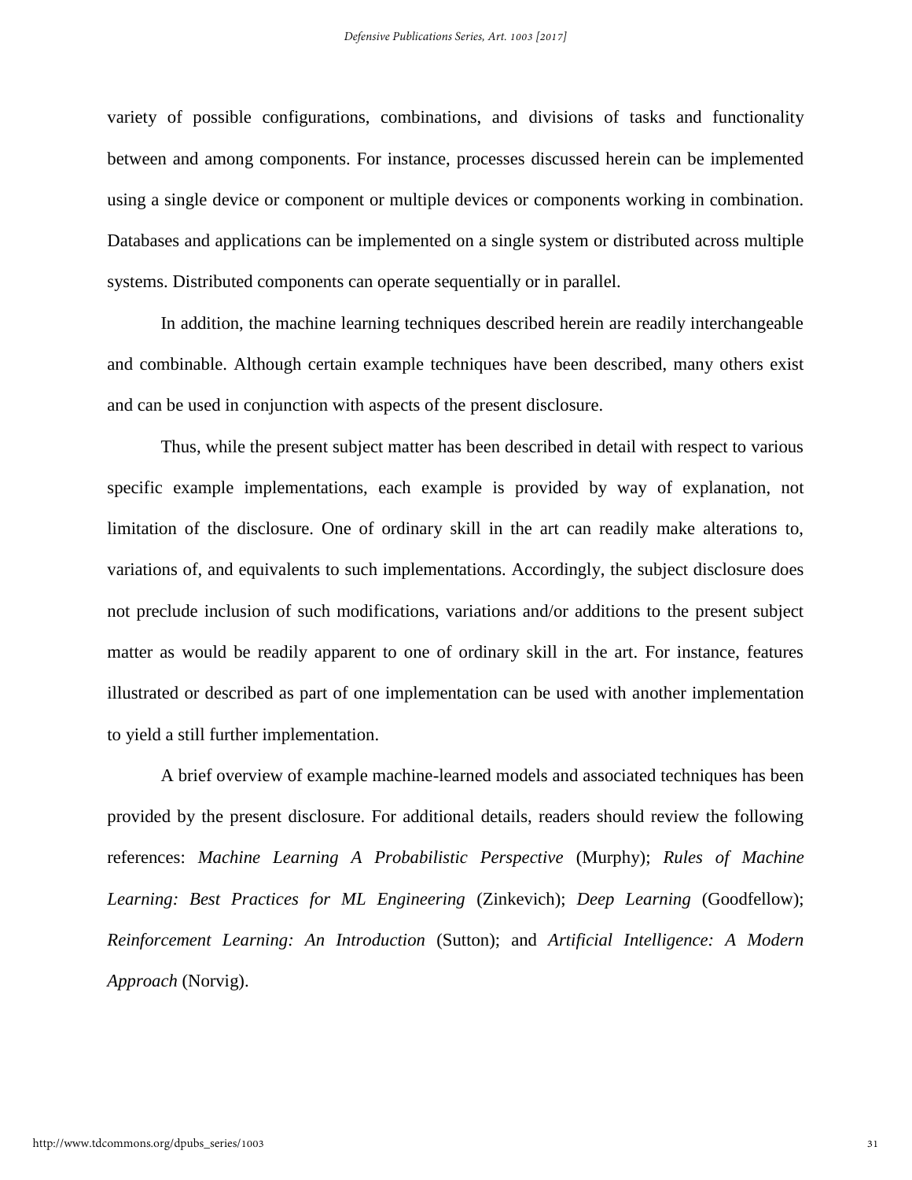variety of possible configurations, combinations, and divisions of tasks and functionality between and among components. For instance, processes discussed herein can be implemented using a single device or component or multiple devices or components working in combination. Databases and applications can be implemented on a single system or distributed across multiple systems. Distributed components can operate sequentially or in parallel.

In addition, the machine learning techniques described herein are readily interchangeable and combinable. Although certain example techniques have been described, many others exist and can be used in conjunction with aspects of the present disclosure.

Thus, while the present subject matter has been described in detail with respect to various specific example implementations, each example is provided by way of explanation, not limitation of the disclosure. One of ordinary skill in the art can readily make alterations to, variations of, and equivalents to such implementations. Accordingly, the subject disclosure does not preclude inclusion of such modifications, variations and/or additions to the present subject matter as would be readily apparent to one of ordinary skill in the art. For instance, features illustrated or described as part of one implementation can be used with another implementation to yield a still further implementation.

A brief overview of example machine-learned models and associated techniques has been provided by the present disclosure. For additional details, readers should review the following references: *Machine Learning A Probabilistic Perspective* (Murphy); *Rules of Machine Learning: Best Practices for ML Engineering* (Zinkevich); *Deep Learning* (Goodfellow); *Reinforcement Learning: An Introduction* (Sutton); and *Artificial Intelligence: A Modern Approach* (Norvig).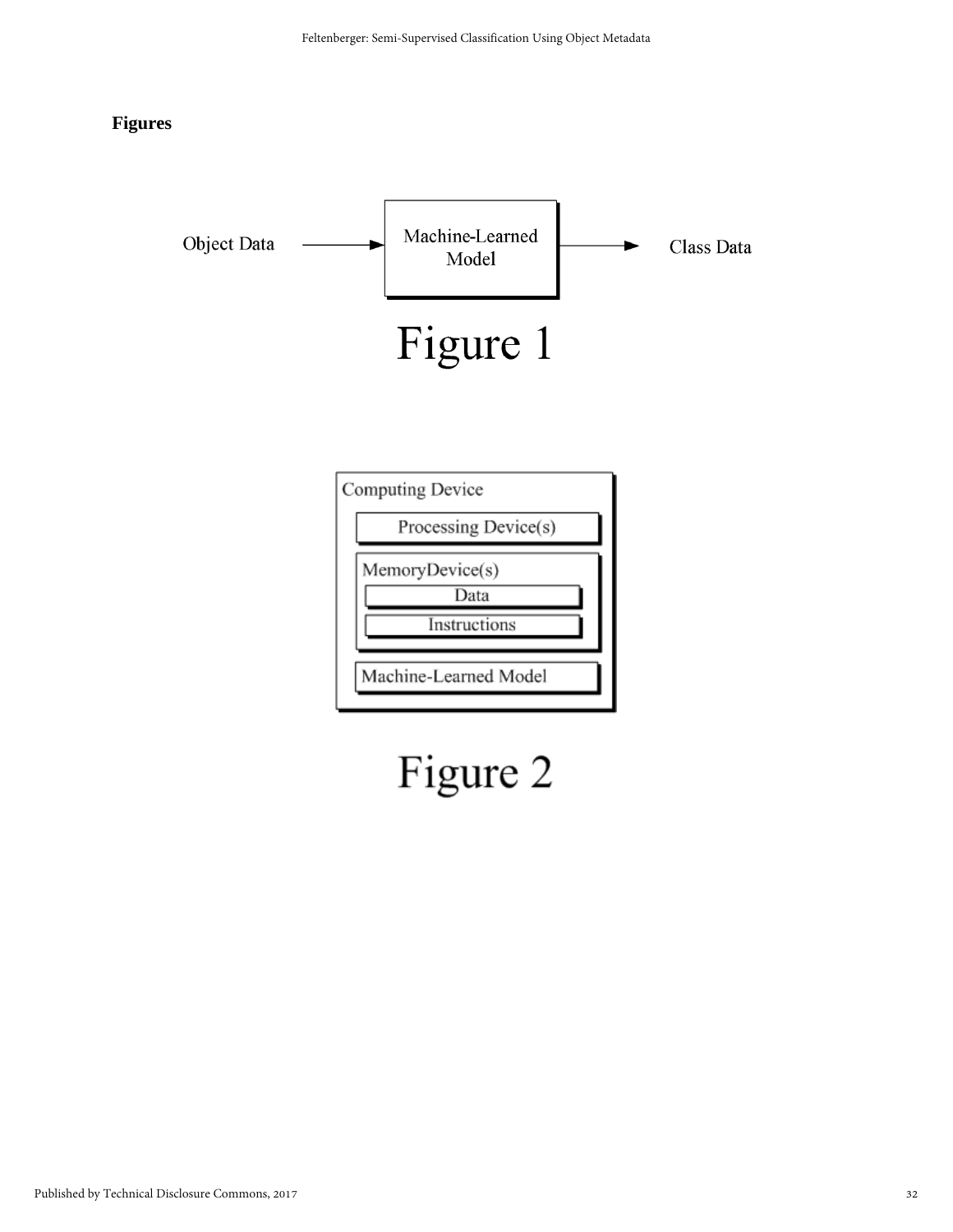**Figures**

Object Data → Machine-Learned Model → Class Data

Figure 1

Computing Device

Processing Device(s)

MemoryDevice(s)

Data

Instructions

Machine-Learned Model

Figure 2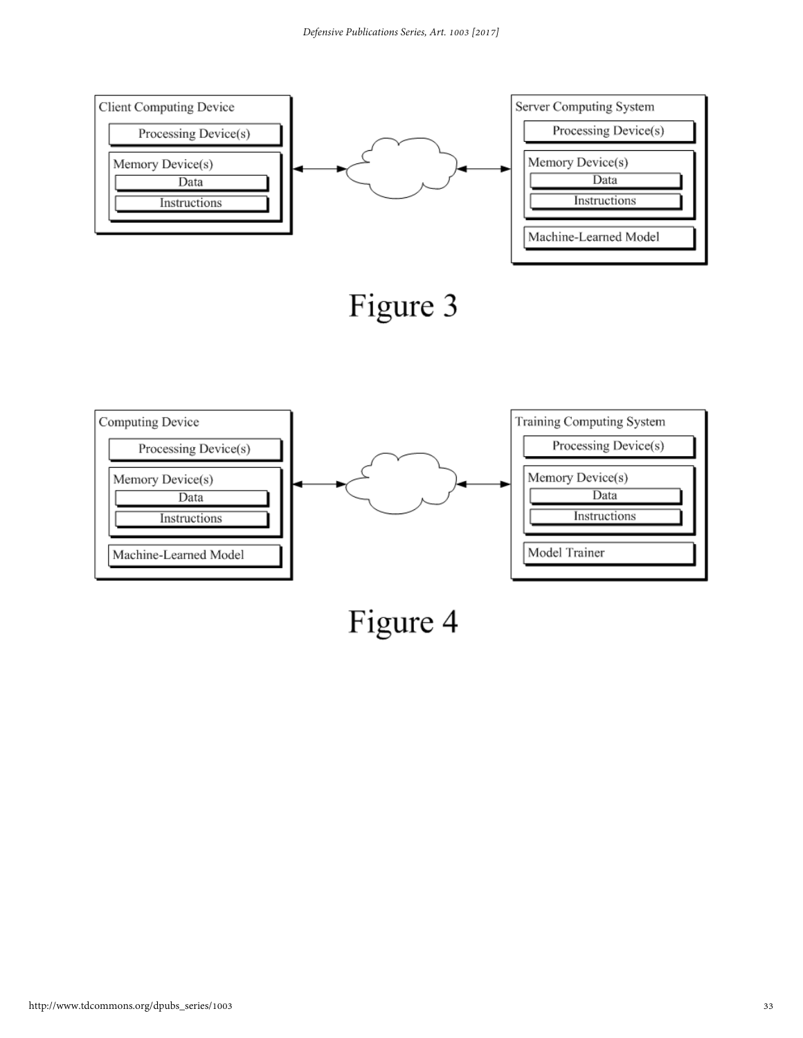Client Computing Device

Processing Device(s)

Memory Device(s)

Data

Instructions

Server Computing System

Processing Device(s)

Memory Device(s)

Data

Instructions

Machine-Learned Model

Figure 3

Computing Device

Processing Device(s)

Memory Device(s)

Data

Instructions

Machine-Learned Model

Training Computing System

Processing Device(s)

Memory Device(s)

Data

Instructions

Model Trainer

Figure 4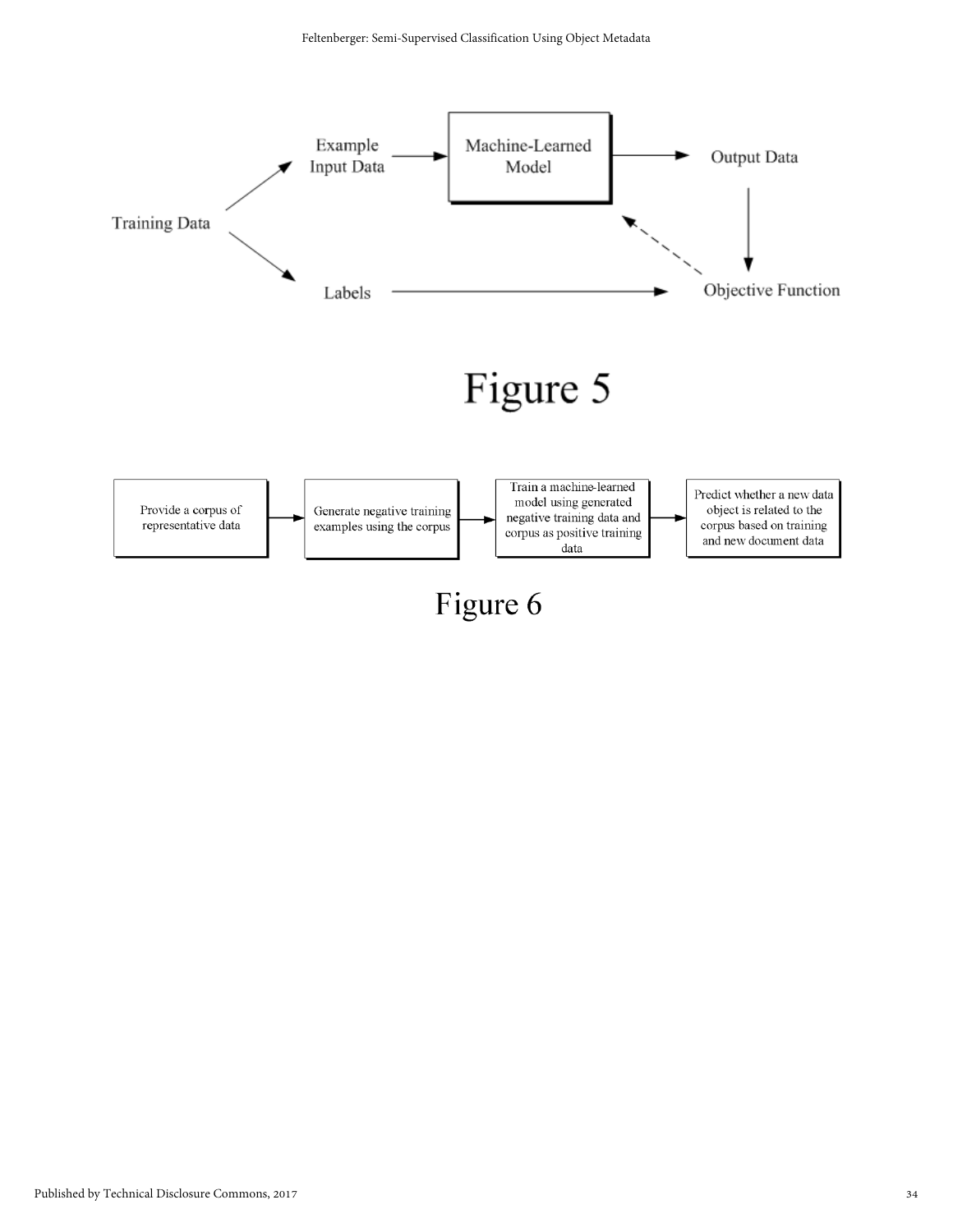Training Data

Example Input Data

Labels

Machine-Learned Model

Output Data

Objective Function

Figure 5

Provide a corpus of representative data

Generate negative training examples using the corpus

Train a machine-learned model using generated negative training data and corpus as positive training data

Predict whether a new data object is related to the corpus based on training and new document data

Figure 6